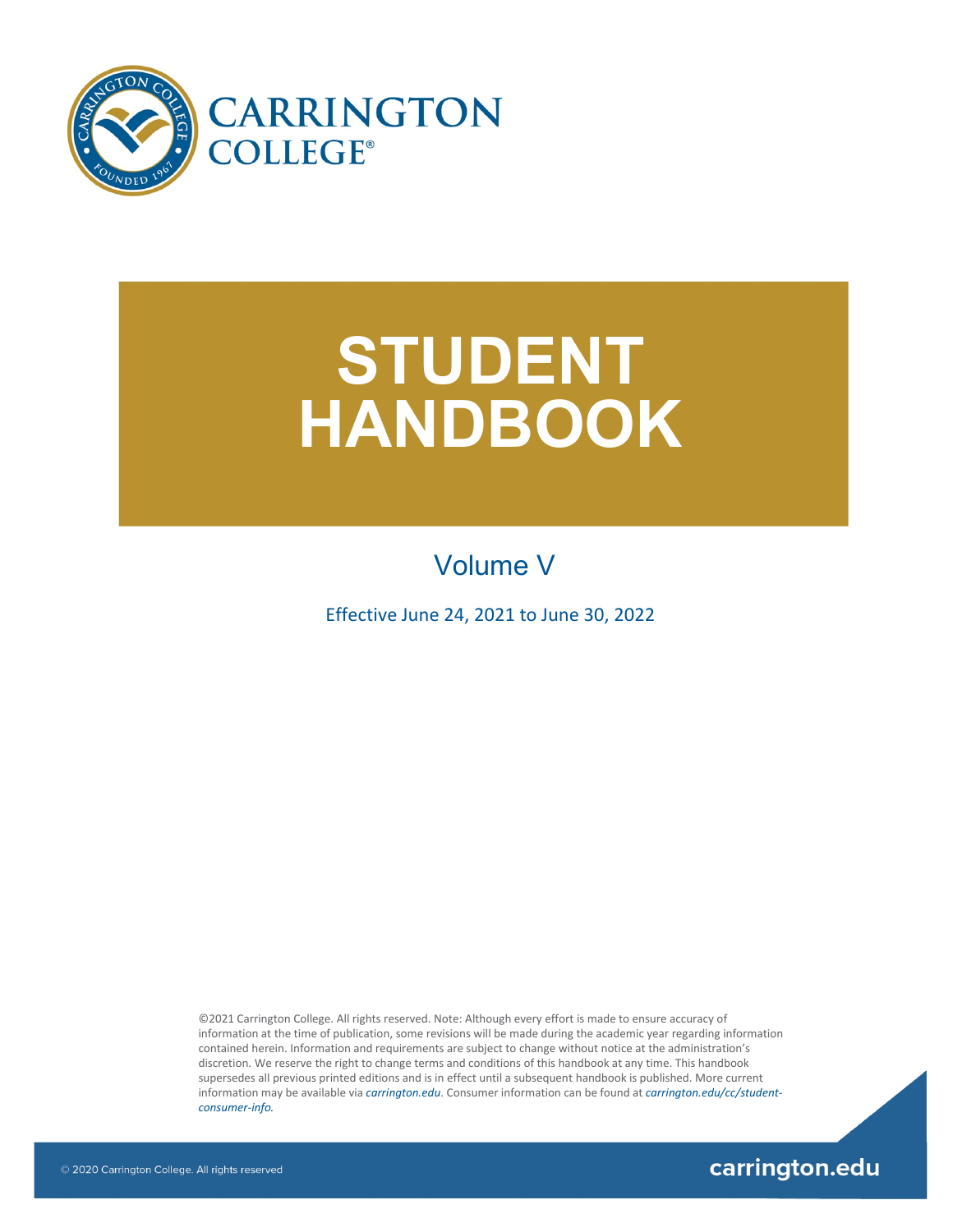# CARRINGTON COLLEGE®

# STUDENT HANDBOOK

## Volume V

Effective June 24, 2021 to June 30, 2022

©2021 Carrington College. All rights reserved. Note: Although every effort is made to ensure accuracy of information at the time of publication, some revisions will be made during the academic year regarding information contained herein. Information and requirements are subject to change without notice at the administration's discretion. We reserve the right to change terms and conditions of this handbook at any time. This handbook supersedes all previous printed editions and is in effect until a subsequent handbook is published. More current information may be available via *carrington.edu*. Consumer information can be found at *carrington.edu/cc/student-consumer-info.*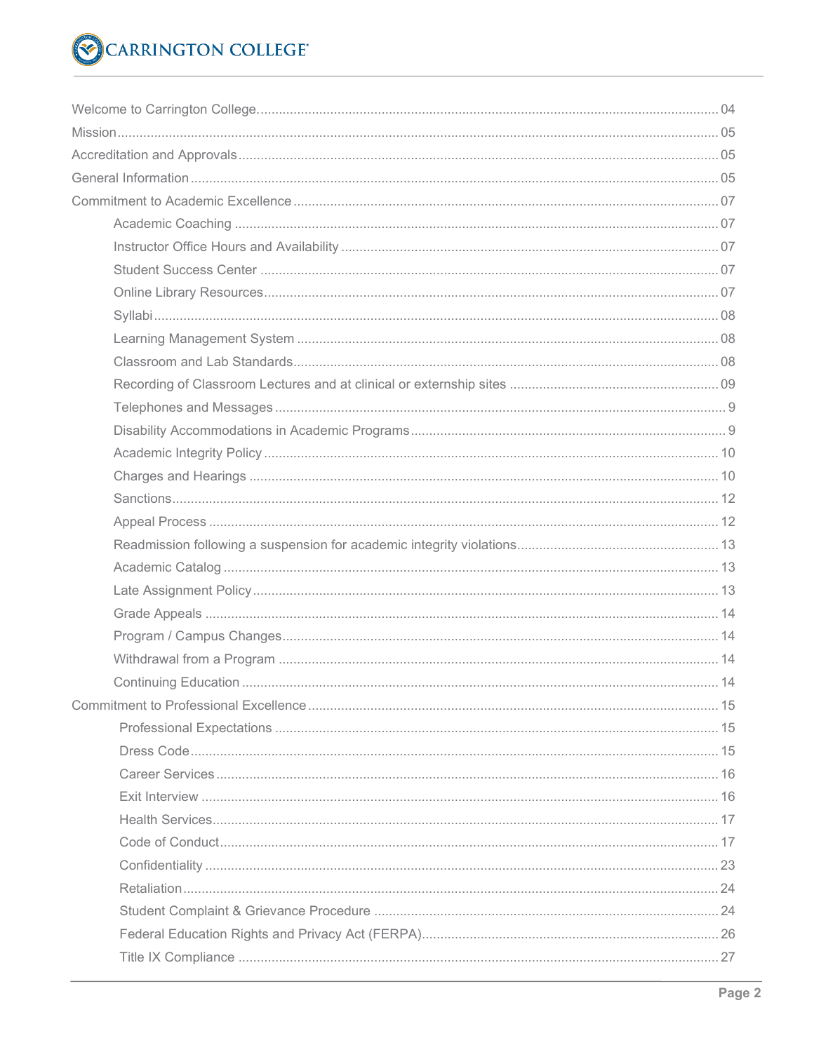Welcome to Carrington College............................................................................................................ 04

Mission................................................................................................................................................ 05

Accreditation and Approvals.............................................................................................................. 05

General Information ........................................................................................................................... 05

Commitment to Academic Excellence ................................................................................................ 07

- Academic Coaching ......................................................................................................................... 07
- Instructor Office Hours and Availability ............................................................................................ 07
- Student Success Center .................................................................................................................. 07
- Online Library Resources................................................................................................................. 07
- Syllabi.............................................................................................................................................. 08
- Learning Management System ........................................................................................................ 08
- Classroom and Lab Standards......................................................................................................... 08
- Recording of Classroom Lectures and at clinical or externship sites ............................................... 09
- Telephones and Messages ................................................................................................................ 9
- Disability Accommodations in Academic Programs............................................................................ 9
- Academic Integrity Policy ................................................................................................................. 10
- Charges and Hearings ..................................................................................................................... 10
- Sanctions......................................................................................................................................... 12
- Appeal Process ............................................................................................................................... 12
- Readmission following a suspension for academic integrity violations............................................. 13
- Academic Catalog ............................................................................................................................ 13
- Late Assignment Policy.................................................................................................................... 13
- Grade Appeals ................................................................................................................................. 14
- Program / Campus Changes............................................................................................................. 14
- Withdrawal from a Program ............................................................................................................. 14
- Continuing Education ....................................................................................................................... 14

Commitment to Professional Excellence ............................................................................................. 15

- Professional Expectations ............................................................................................................... 15
- Dress Code...................................................................................................................................... 15
- Career Services ............................................................................................................................... 16
- Exit Interview ................................................................................................................................... 16
- Health Services................................................................................................................................ 17
- Code of Conduct.............................................................................................................................. 17
- Confidentiality .................................................................................................................................. 23
- Retaliation........................................................................................................................................ 24
- Student Complaint & Grievance Procedure ..................................................................................... 24
- Federal Education Rights and Privacy Act (FERPA)......................................................................... 26
- Title IX Compliance ......................................................................................................................... 27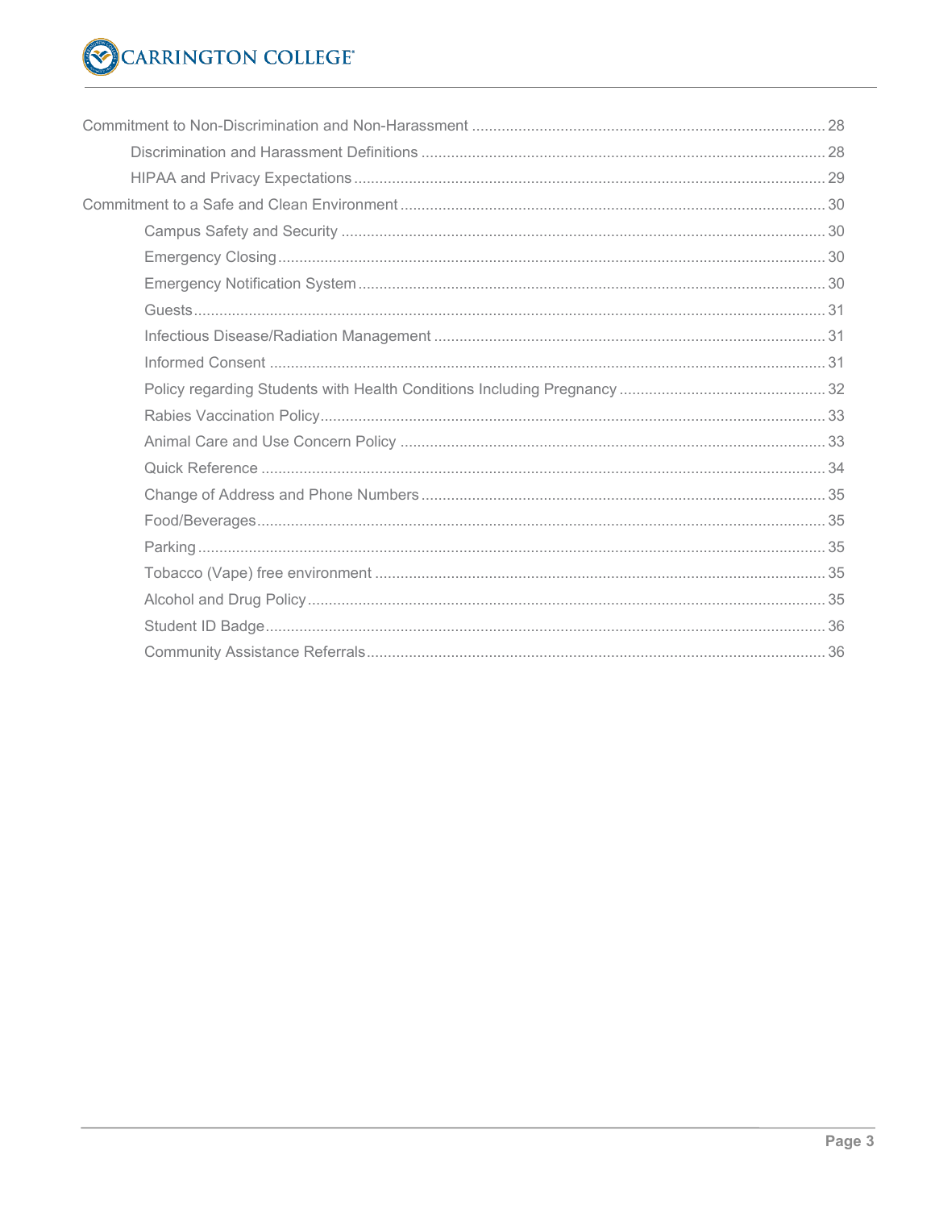- Commitment to Non-Discrimination and Non-Harassment ... 28
  - Discrimination and Harassment Definitions ... 28
  - HIPAA and Privacy Expectations ... 29
- Commitment to a Safe and Clean Environment ... 30
  - Campus Safety and Security ... 30
  - Emergency Closing ... 30
  - Emergency Notification System ... 30
  - Guests ... 31
  - Infectious Disease/Radiation Management ... 31
  - Informed Consent ... 31
  - Policy regarding Students with Health Conditions Including Pregnancy ... 32
  - Rabies Vaccination Policy ... 33
  - Animal Care and Use Concern Policy ... 33
  - Quick Reference ... 34
  - Change of Address and Phone Numbers ... 35
  - Food/Beverages ... 35
  - Parking ... 35
  - Tobacco (Vape) free environment ... 35
  - Alcohol and Drug Policy ... 35
  - Student ID Badge ... 36
  - Community Assistance Referrals ... 36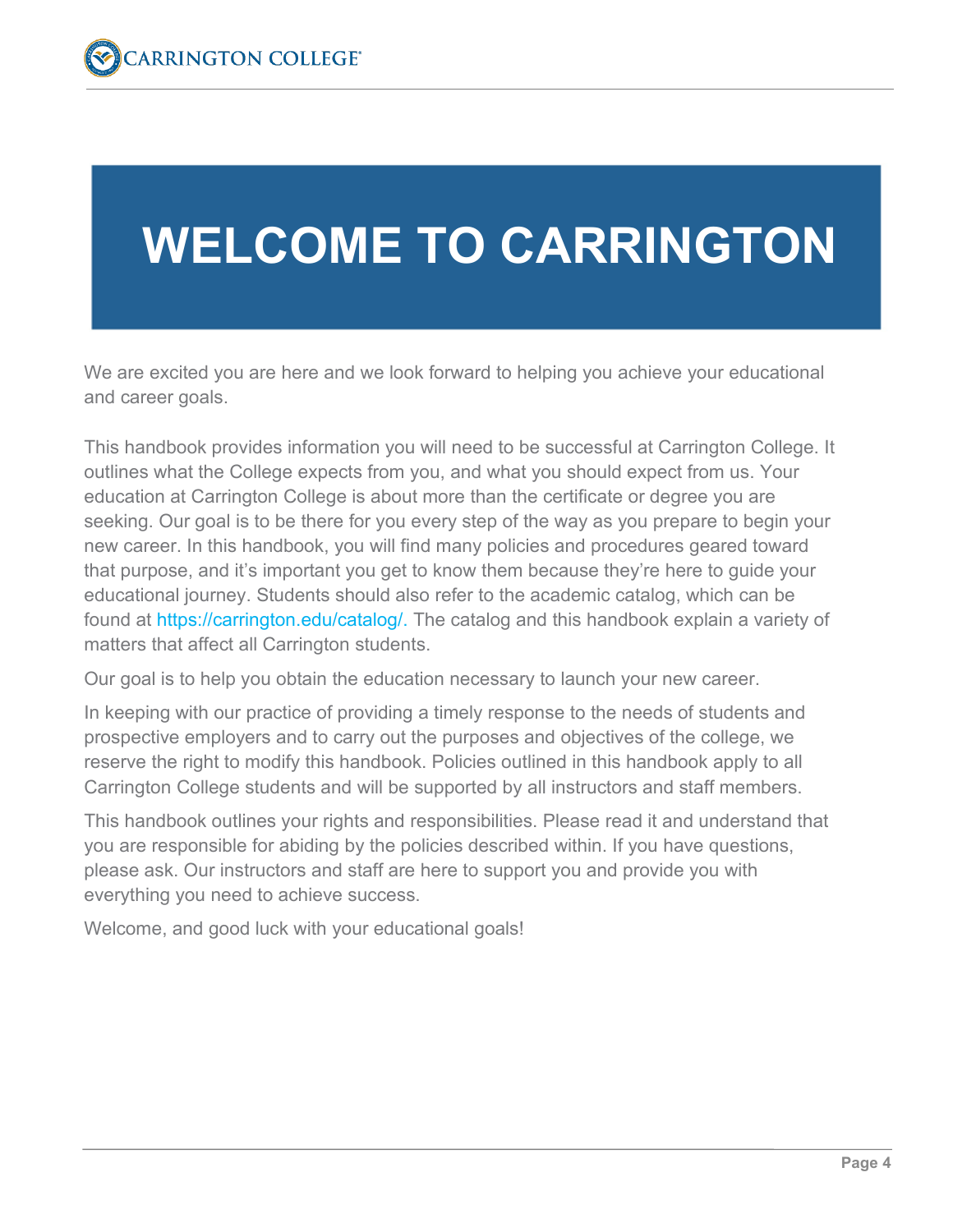# WELCOME TO CARRINGTON

We are excited you are here and we look forward to helping you achieve your educational and career goals.

This handbook provides information you will need to be successful at Carrington College. It outlines what the College expects from you, and what you should expect from us. Your education at Carrington College is about more than the certificate or degree you are seeking. Our goal is to be there for you every step of the way as you prepare to begin your new career. In this handbook, you will find many policies and procedures geared toward that purpose, and it's important you get to know them because they're here to guide your educational journey. Students should also refer to the academic catalog, which can be found at https://carrington.edu/catalog/. The catalog and this handbook explain a variety of matters that affect all Carrington students.

Our goal is to help you obtain the education necessary to launch your new career.

In keeping with our practice of providing a timely response to the needs of students and prospective employers and to carry out the purposes and objectives of the college, we reserve the right to modify this handbook. Policies outlined in this handbook apply to all Carrington College students and will be supported by all instructors and staff members.

This handbook outlines your rights and responsibilities. Please read it and understand that you are responsible for abiding by the policies described within. If you have questions, please ask. Our instructors and staff are here to support you and provide you with everything you need to achieve success.

Welcome, and good luck with your educational goals!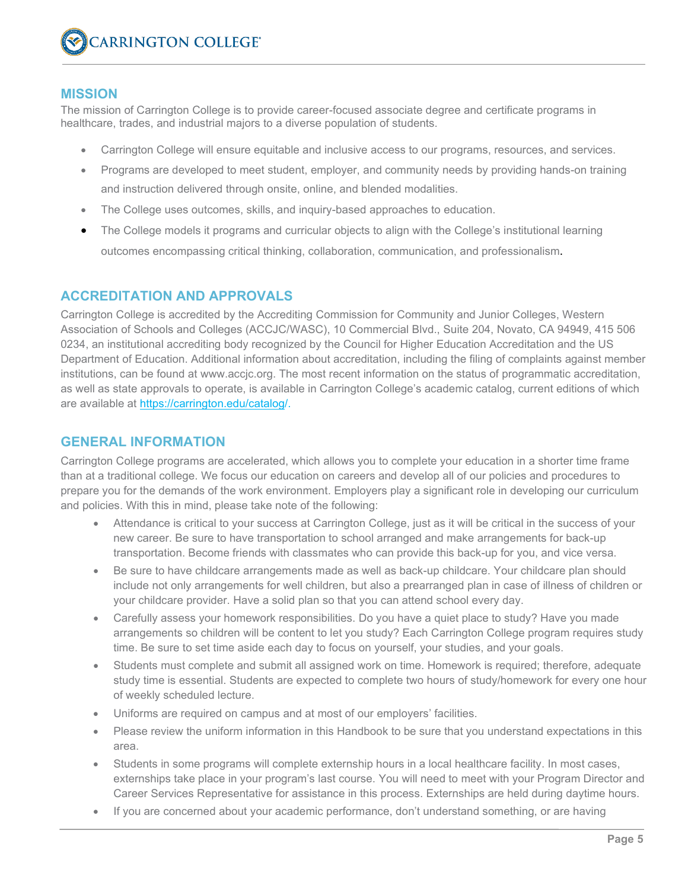## MISSION

The mission of Carrington College is to provide career-focused associate degree and certificate programs in healthcare, trades, and industrial majors to a diverse population of students.

- Carrington College will ensure equitable and inclusive access to our programs, resources, and services.
- Programs are developed to meet student, employer, and community needs by providing hands-on training and instruction delivered through onsite, online, and blended modalities.
- The College uses outcomes, skills, and inquiry-based approaches to education.
- The College models it programs and curricular objects to align with the College's institutional learning outcomes encompassing critical thinking, collaboration, communication, and professionalism.

## ACCREDITATION AND APPROVALS

Carrington College is accredited by the Accrediting Commission for Community and Junior Colleges, Western Association of Schools and Colleges (ACCJC/WASC), 10 Commercial Blvd., Suite 204, Novato, CA 94949, 415 506 0234, an institutional accrediting body recognized by the Council for Higher Education Accreditation and the US Department of Education. Additional information about accreditation, including the filing of complaints against member institutions, can be found at www.accjc.org. The most recent information on the status of programmatic accreditation, as well as state approvals to operate, is available in Carrington College's academic catalog, current editions of which are available at https://carrington.edu/catalog/.

## GENERAL INFORMATION

Carrington College programs are accelerated, which allows you to complete your education in a shorter time frame than at a traditional college. We focus our education on careers and develop all of our policies and procedures to prepare you for the demands of the work environment. Employers play a significant role in developing our curriculum and policies. With this in mind, please take note of the following:

- Attendance is critical to your success at Carrington College, just as it will be critical in the success of your new career. Be sure to have transportation to school arranged and make arrangements for back-up transportation. Become friends with classmates who can provide this back-up for you, and vice versa.
- Be sure to have childcare arrangements made as well as back-up childcare. Your childcare plan should include not only arrangements for well children, but also a prearranged plan in case of illness of children or your childcare provider. Have a solid plan so that you can attend school every day.
- Carefully assess your homework responsibilities. Do you have a quiet place to study? Have you made arrangements so children will be content to let you study? Each Carrington College program requires study time. Be sure to set time aside each day to focus on yourself, your studies, and your goals.
- Students must complete and submit all assigned work on time. Homework is required; therefore, adequate study time is essential. Students are expected to complete two hours of study/homework for every one hour of weekly scheduled lecture.
- Uniforms are required on campus and at most of our employers' facilities.
- Please review the uniform information in this Handbook to be sure that you understand expectations in this area.
- Students in some programs will complete externship hours in a local healthcare facility. In most cases, externships take place in your program's last course. You will need to meet with your Program Director and Career Services Representative for assistance in this process. Externships are held during daytime hours.
- If you are concerned about your academic performance, don't understand something, or are having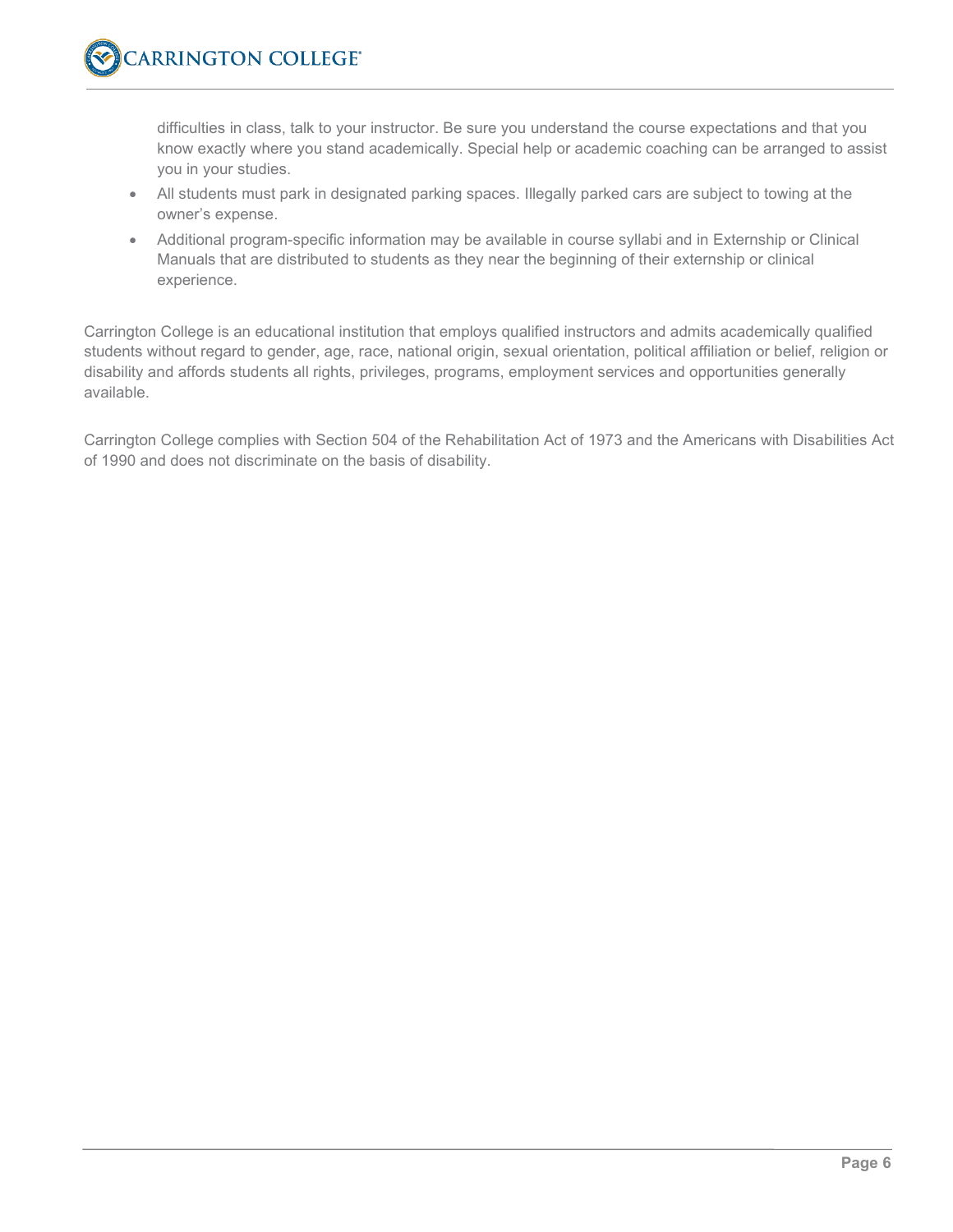difficulties in class, talk to your instructor. Be sure you understand the course expectations and that you know exactly where you stand academically. Special help or academic coaching can be arranged to assist you in your studies.

- All students must park in designated parking spaces. Illegally parked cars are subject to towing at the owner's expense.
- Additional program-specific information may be available in course syllabi and in Externship or Clinical Manuals that are distributed to students as they near the beginning of their externship or clinical experience.

Carrington College is an educational institution that employs qualified instructors and admits academically qualified students without regard to gender, age, race, national origin, sexual orientation, political affiliation or belief, religion or disability and affords students all rights, privileges, programs, employment services and opportunities generally available.

Carrington College complies with Section 504 of the Rehabilitation Act of 1973 and the Americans with Disabilities Act of 1990 and does not discriminate on the basis of disability.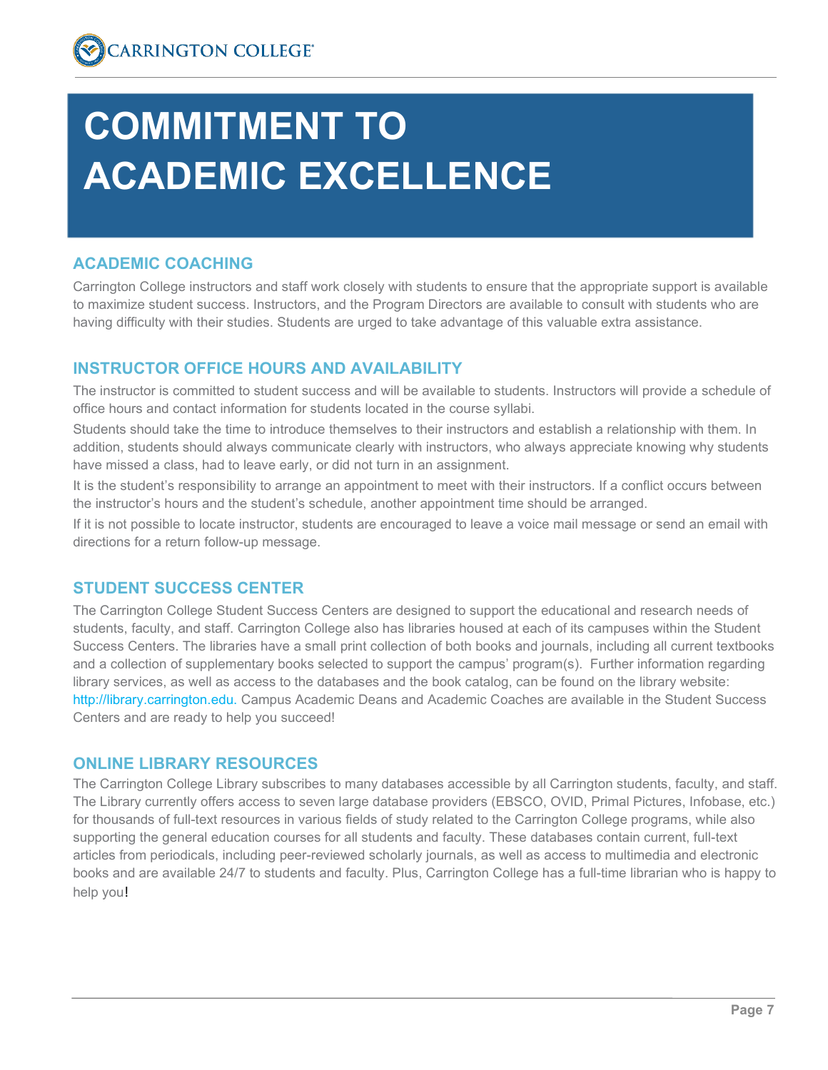# COMMITMENT TO ACADEMIC EXCELLENCE

## ACADEMIC COACHING

Carrington College instructors and staff work closely with students to ensure that the appropriate support is available to maximize student success. Instructors, and the Program Directors are available to consult with students who are having difficulty with their studies. Students are urged to take advantage of this valuable extra assistance.

## INSTRUCTOR OFFICE HOURS AND AVAILABILITY

The instructor is committed to student success and will be available to students. Instructors will provide a schedule of office hours and contact information for students located in the course syllabi.

Students should take the time to introduce themselves to their instructors and establish a relationship with them. In addition, students should always communicate clearly with instructors, who always appreciate knowing why students have missed a class, had to leave early, or did not turn in an assignment.

It is the student's responsibility to arrange an appointment to meet with their instructors. If a conflict occurs between the instructor's hours and the student's schedule, another appointment time should be arranged.

If it is not possible to locate instructor, students are encouraged to leave a voice mail message or send an email with directions for a return follow-up message.

## STUDENT SUCCESS CENTER

The Carrington College Student Success Centers are designed to support the educational and research needs of students, faculty, and staff. Carrington College also has libraries housed at each of its campuses within the Student Success Centers. The libraries have a small print collection of both books and journals, including all current textbooks and a collection of supplementary books selected to support the campus' program(s). Further information regarding library services, as well as access to the databases and the book catalog, can be found on the library website: http://library.carrington.edu. Campus Academic Deans and Academic Coaches are available in the Student Success Centers and are ready to help you succeed!

## ONLINE LIBRARY RESOURCES

The Carrington College Library subscribes to many databases accessible by all Carrington students, faculty, and staff. The Library currently offers access to seven large database providers (EBSCO, OVID, Primal Pictures, Infobase, etc.) for thousands of full-text resources in various fields of study related to the Carrington College programs, while also supporting the general education courses for all students and faculty. These databases contain current, full-text articles from periodicals, including peer-reviewed scholarly journals, as well as access to multimedia and electronic books and are available 24/7 to students and faculty. Plus, Carrington College has a full-time librarian who is happy to help you!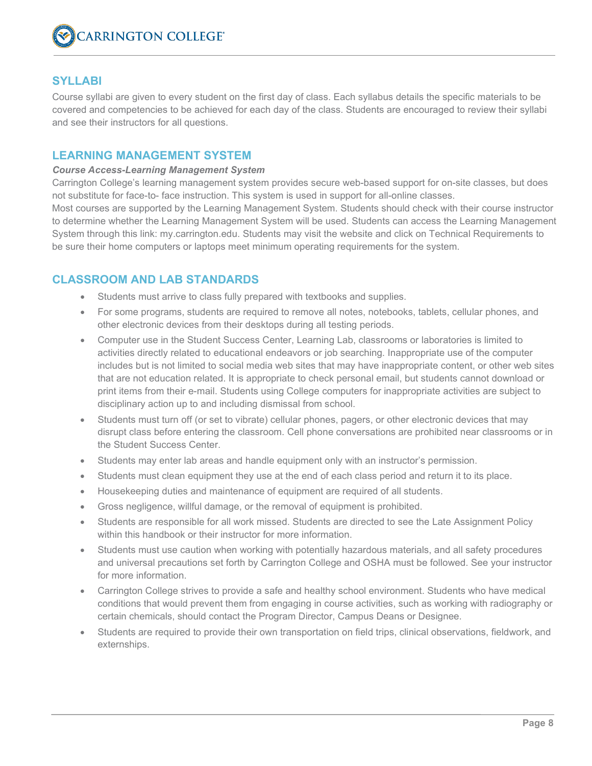## SYLLABI

Course syllabi are given to every student on the first day of class. Each syllabus details the specific materials to be covered and competencies to be achieved for each day of the class. Students are encouraged to review their syllabi and see their instructors for all questions.

## LEARNING MANAGEMENT SYSTEM

***Course Access-Learning Management System***

Carrington College's learning management system provides secure web-based support for on-site classes, but does not substitute for face-to- face instruction. This system is used in support for all-online classes.

Most courses are supported by the Learning Management System. Students should check with their course instructor to determine whether the Learning Management System will be used. Students can access the Learning Management System through this link: my.carrington.edu. Students may visit the website and click on Technical Requirements to be sure their home computers or laptops meet minimum operating requirements for the system.

## CLASSROOM AND LAB STANDARDS

- Students must arrive to class fully prepared with textbooks and supplies.
- For some programs, students are required to remove all notes, notebooks, tablets, cellular phones, and other electronic devices from their desktops during all testing periods.
- Computer use in the Student Success Center, Learning Lab, classrooms or laboratories is limited to activities directly related to educational endeavors or job searching. Inappropriate use of the computer includes but is not limited to social media web sites that may have inappropriate content, or other web sites that are not education related. It is appropriate to check personal email, but students cannot download or print items from their e-mail. Students using College computers for inappropriate activities are subject to disciplinary action up to and including dismissal from school.
- Students must turn off (or set to vibrate) cellular phones, pagers, or other electronic devices that may disrupt class before entering the classroom. Cell phone conversations are prohibited near classrooms or in the Student Success Center.
- Students may enter lab areas and handle equipment only with an instructor's permission.
- Students must clean equipment they use at the end of each class period and return it to its place.
- Housekeeping duties and maintenance of equipment are required of all students.
- Gross negligence, willful damage, or the removal of equipment is prohibited.
- Students are responsible for all work missed. Students are directed to see the Late Assignment Policy within this handbook or their instructor for more information.
- Students must use caution when working with potentially hazardous materials, and all safety procedures and universal precautions set forth by Carrington College and OSHA must be followed. See your instructor for more information.
- Carrington College strives to provide a safe and healthy school environment. Students who have medical conditions that would prevent them from engaging in course activities, such as working with radiography or certain chemicals, should contact the Program Director, Campus Deans or Designee.
- Students are required to provide their own transportation on field trips, clinical observations, fieldwork, and externships.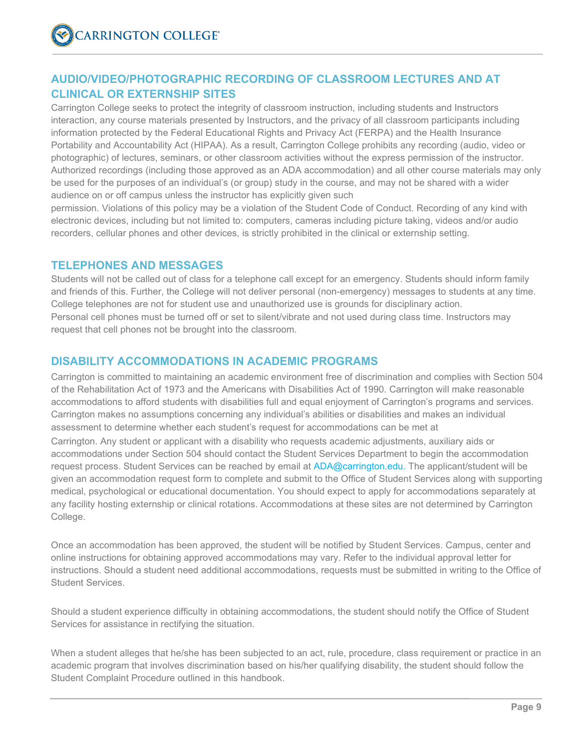## AUDIO/VIDEO/PHOTOGRAPHIC RECORDING OF CLASSROOM LECTURES AND AT CLINICAL OR EXTERNSHIP SITES

Carrington College seeks to protect the integrity of classroom instruction, including students and Instructors interaction, any course materials presented by Instructors, and the privacy of all classroom participants including information protected by the Federal Educational Rights and Privacy Act (FERPA) and the Health Insurance Portability and Accountability Act (HIPAA). As a result, Carrington College prohibits any recording (audio, video or photographic) of lectures, seminars, or other classroom activities without the express permission of the instructor. Authorized recordings (including those approved as an ADA accommodation) and all other course materials may only be used for the purposes of an individual's (or group) study in the course, and may not be shared with a wider audience on or off campus unless the instructor has explicitly given such permission. Violations of this policy may be a violation of the Student Code of Conduct. Recording of any kind with electronic devices, including but not limited to: computers, cameras including picture taking, videos and/or audio recorders, cellular phones and other devices, is strictly prohibited in the clinical or externship setting.

## TELEPHONES AND MESSAGES

Students will not be called out of class for a telephone call except for an emergency. Students should inform family and friends of this. Further, the College will not deliver personal (non-emergency) messages to students at any time. College telephones are not for student use and unauthorized use is grounds for disciplinary action.
Personal cell phones must be turned off or set to silent/vibrate and not used during class time. Instructors may request that cell phones not be brought into the classroom.

## DISABILITY ACCOMMODATIONS IN ACADEMIC PROGRAMS

Carrington is committed to maintaining an academic environment free of discrimination and complies with Section 504 of the Rehabilitation Act of 1973 and the Americans with Disabilities Act of 1990. Carrington will make reasonable accommodations to afford students with disabilities full and equal enjoyment of Carrington's programs and services. Carrington makes no assumptions concerning any individual's abilities or disabilities and makes an individual assessment to determine whether each student's request for accommodations can be met at Carrington. Any student or applicant with a disability who requests academic adjustments, auxiliary aids or accommodations under Section 504 should contact the Student Services Department to begin the accommodation request process. Student Services can be reached by email at ADA@carrington.edu. The applicant/student will be given an accommodation request form to complete and submit to the Office of Student Services along with supporting medical, psychological or educational documentation. You should expect to apply for accommodations separately at any facility hosting externship or clinical rotations. Accommodations at these sites are not determined by Carrington College.

Once an accommodation has been approved, the student will be notified by Student Services. Campus, center and online instructions for obtaining approved accommodations may vary. Refer to the individual approval letter for instructions. Should a student need additional accommodations, requests must be submitted in writing to the Office of Student Services.

Should a student experience difficulty in obtaining accommodations, the student should notify the Office of Student Services for assistance in rectifying the situation.

When a student alleges that he/she has been subjected to an act, rule, procedure, class requirement or practice in an academic program that involves discrimination based on his/her qualifying disability, the student should follow the Student Complaint Procedure outlined in this handbook.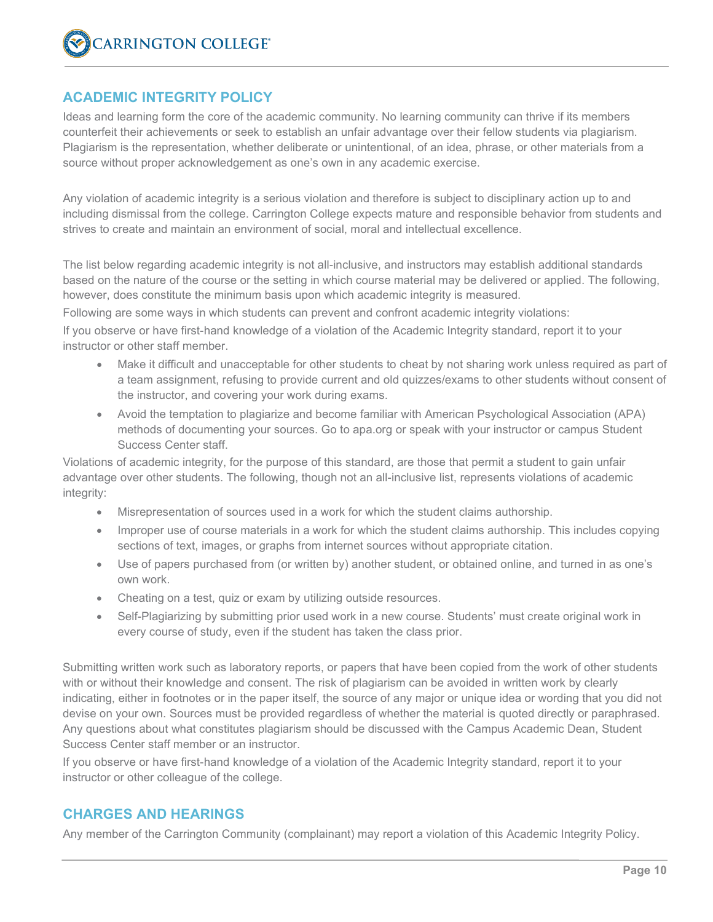## ACADEMIC INTEGRITY POLICY

Ideas and learning form the core of the academic community. No learning community can thrive if its members counterfeit their achievements or seek to establish an unfair advantage over their fellow students via plagiarism. Plagiarism is the representation, whether deliberate or unintentional, of an idea, phrase, or other materials from a source without proper acknowledgement as one's own in any academic exercise.

Any violation of academic integrity is a serious violation and therefore is subject to disciplinary action up to and including dismissal from the college. Carrington College expects mature and responsible behavior from students and strives to create and maintain an environment of social, moral and intellectual excellence.

The list below regarding academic integrity is not all-inclusive, and instructors may establish additional standards based on the nature of the course or the setting in which course material may be delivered or applied. The following, however, does constitute the minimum basis upon which academic integrity is measured.

Following are some ways in which students can prevent and confront academic integrity violations:

If you observe or have first-hand knowledge of a violation of the Academic Integrity standard, report it to your instructor or other staff member.

- Make it difficult and unacceptable for other students to cheat by not sharing work unless required as part of a team assignment, refusing to provide current and old quizzes/exams to other students without consent of the instructor, and covering your work during exams.
- Avoid the temptation to plagiarize and become familiar with American Psychological Association (APA) methods of documenting your sources. Go to apa.org or speak with your instructor or campus Student Success Center staff.

Violations of academic integrity, for the purpose of this standard, are those that permit a student to gain unfair advantage over other students. The following, though not an all-inclusive list, represents violations of academic integrity:

- Misrepresentation of sources used in a work for which the student claims authorship.
- Improper use of course materials in a work for which the student claims authorship. This includes copying sections of text, images, or graphs from internet sources without appropriate citation.
- Use of papers purchased from (or written by) another student, or obtained online, and turned in as one's own work.
- Cheating on a test, quiz or exam by utilizing outside resources.
- Self-Plagiarizing by submitting prior used work in a new course. Students' must create original work in every course of study, even if the student has taken the class prior.

Submitting written work such as laboratory reports, or papers that have been copied from the work of other students with or without their knowledge and consent. The risk of plagiarism can be avoided in written work by clearly indicating, either in footnotes or in the paper itself, the source of any major or unique idea or wording that you did not devise on your own. Sources must be provided regardless of whether the material is quoted directly or paraphrased. Any questions about what constitutes plagiarism should be discussed with the Campus Academic Dean, Student Success Center staff member or an instructor.

If you observe or have first-hand knowledge of a violation of the Academic Integrity standard, report it to your instructor or other colleague of the college.

## CHARGES AND HEARINGS

Any member of the Carrington Community (complainant) may report a violation of this Academic Integrity Policy.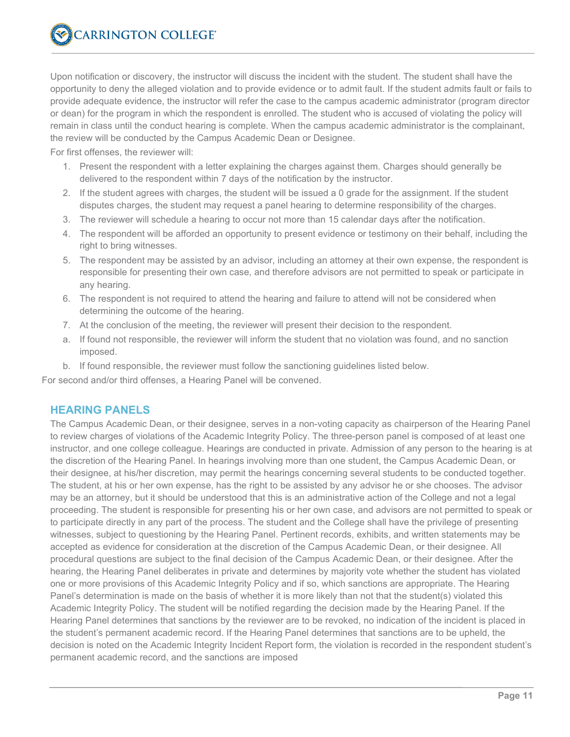Upon notification or discovery, the instructor will discuss the incident with the student. The student shall have the opportunity to deny the alleged violation and to provide evidence or to admit fault. If the student admits fault or fails to provide adequate evidence, the instructor will refer the case to the campus academic administrator (program director or dean) for the program in which the respondent is enrolled. The student who is accused of violating the policy will remain in class until the conduct hearing is complete. When the campus academic administrator is the complainant, the review will be conducted by the Campus Academic Dean or Designee.

For first offenses, the reviewer will:

1. Present the respondent with a letter explaining the charges against them. Charges should generally be delivered to the respondent within 7 days of the notification by the instructor.
2. If the student agrees with charges, the student will be issued a 0 grade for the assignment. If the student disputes charges, the student may request a panel hearing to determine responsibility of the charges.
3. The reviewer will schedule a hearing to occur not more than 15 calendar days after the notification.
4. The respondent will be afforded an opportunity to present evidence or testimony on their behalf, including the right to bring witnesses.
5. The respondent may be assisted by an advisor, including an attorney at their own expense, the respondent is responsible for presenting their own case, and therefore advisors are not permitted to speak or participate in any hearing.
6. The respondent is not required to attend the hearing and failure to attend will not be considered when determining the outcome of the hearing.
7. At the conclusion of the meeting, the reviewer will present their decision to the respondent.

   a. If found not responsible, the reviewer will inform the student that no violation was found, and no sanction imposed.

   b. If found responsible, the reviewer must follow the sanctioning guidelines listed below.

For second and/or third offenses, a Hearing Panel will be convened.

## HEARING PANELS

The Campus Academic Dean, or their designee, serves in a non-voting capacity as chairperson of the Hearing Panel to review charges of violations of the Academic Integrity Policy. The three-person panel is composed of at least one instructor, and one college colleague. Hearings are conducted in private. Admission of any person to the hearing is at the discretion of the Hearing Panel. In hearings involving more than one student, the Campus Academic Dean, or their designee, at his/her discretion, may permit the hearings concerning several students to be conducted together. The student, at his or her own expense, has the right to be assisted by any advisor he or she chooses. The advisor may be an attorney, but it should be understood that this is an administrative action of the College and not a legal proceeding. The student is responsible for presenting his or her own case, and advisors are not permitted to speak or to participate directly in any part of the process. The student and the College shall have the privilege of presenting witnesses, subject to questioning by the Hearing Panel. Pertinent records, exhibits, and written statements may be accepted as evidence for consideration at the discretion of the Campus Academic Dean, or their designee. All procedural questions are subject to the final decision of the Campus Academic Dean, or their designee. After the hearing, the Hearing Panel deliberates in private and determines by majority vote whether the student has violated one or more provisions of this Academic Integrity Policy and if so, which sanctions are appropriate. The Hearing Panel's determination is made on the basis of whether it is more likely than not that the student(s) violated this Academic Integrity Policy. The student will be notified regarding the decision made by the Hearing Panel. If the Hearing Panel determines that sanctions by the reviewer are to be revoked, no indication of the incident is placed in the student's permanent academic record. If the Hearing Panel determines that sanctions are to be upheld, the decision is noted on the Academic Integrity Incident Report form, the violation is recorded in the respondent student's permanent academic record, and the sanctions are imposed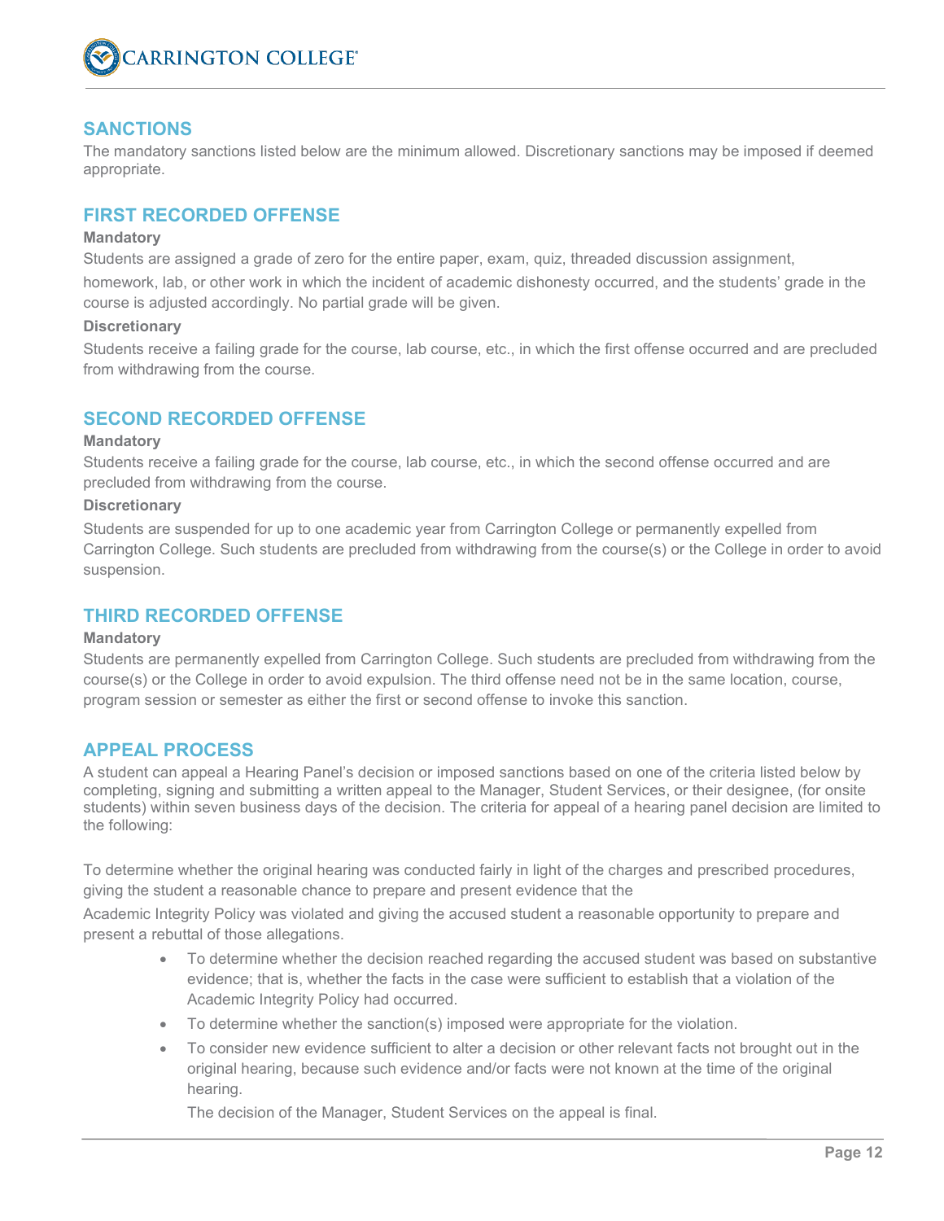## SANCTIONS

The mandatory sanctions listed below are the minimum allowed. Discretionary sanctions may be imposed if deemed appropriate.

## FIRST RECORDED OFFENSE

**Mandatory**

Students are assigned a grade of zero for the entire paper, exam, quiz, threaded discussion assignment, homework, lab, or other work in which the incident of academic dishonesty occurred, and the students' grade in the course is adjusted accordingly. No partial grade will be given.

**Discretionary**

Students receive a failing grade for the course, lab course, etc., in which the first offense occurred and are precluded from withdrawing from the course.

## SECOND RECORDED OFFENSE

**Mandatory**

Students receive a failing grade for the course, lab course, etc., in which the second offense occurred and are precluded from withdrawing from the course.

**Discretionary**

Students are suspended for up to one academic year from Carrington College or permanently expelled from Carrington College. Such students are precluded from withdrawing from the course(s) or the College in order to avoid suspension.

## THIRD RECORDED OFFENSE

**Mandatory**

Students are permanently expelled from Carrington College. Such students are precluded from withdrawing from the course(s) or the College in order to avoid expulsion. The third offense need not be in the same location, course, program session or semester as either the first or second offense to invoke this sanction.

## APPEAL PROCESS

A student can appeal a Hearing Panel's decision or imposed sanctions based on one of the criteria listed below by completing, signing and submitting a written appeal to the Manager, Student Services, or their designee, (for onsite students) within seven business days of the decision. The criteria for appeal of a hearing panel decision are limited to the following:

To determine whether the original hearing was conducted fairly in light of the charges and prescribed procedures, giving the student a reasonable chance to prepare and present evidence that the Academic Integrity Policy was violated and giving the accused student a reasonable opportunity to prepare and present a rebuttal of those allegations.

- To determine whether the decision reached regarding the accused student was based on substantive evidence; that is, whether the facts in the case were sufficient to establish that a violation of the Academic Integrity Policy had occurred.
- To determine whether the sanction(s) imposed were appropriate for the violation.
- To consider new evidence sufficient to alter a decision or other relevant facts not brought out in the original hearing, because such evidence and/or facts were not known at the time of the original hearing.

  The decision of the Manager, Student Services on the appeal is final.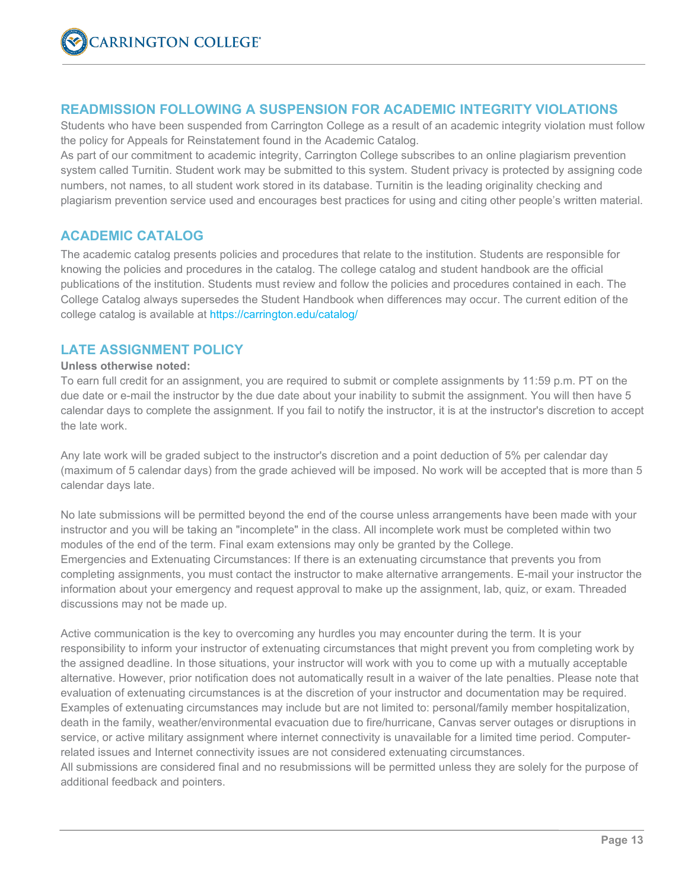## READMISSION FOLLOWING A SUSPENSION FOR ACADEMIC INTEGRITY VIOLATIONS

Students who have been suspended from Carrington College as a result of an academic integrity violation must follow the policy for Appeals for Reinstatement found in the Academic Catalog.

As part of our commitment to academic integrity, Carrington College subscribes to an online plagiarism prevention system called Turnitin. Student work may be submitted to this system. Student privacy is protected by assigning code numbers, not names, to all student work stored in its database. Turnitin is the leading originality checking and plagiarism prevention service used and encourages best practices for using and citing other people's written material.

## ACADEMIC CATALOG

The academic catalog presents policies and procedures that relate to the institution. Students are responsible for knowing the policies and procedures in the catalog. The college catalog and student handbook are the official publications of the institution. Students must review and follow the policies and procedures contained in each. The College Catalog always supersedes the Student Handbook when differences may occur. The current edition of the college catalog is available at https://carrington.edu/catalog/

## LATE ASSIGNMENT POLICY

**Unless otherwise noted:**

To earn full credit for an assignment, you are required to submit or complete assignments by 11:59 p.m. PT on the due date or e-mail the instructor by the due date about your inability to submit the assignment. You will then have 5 calendar days to complete the assignment. If you fail to notify the instructor, it is at the instructor's discretion to accept the late work.

Any late work will be graded subject to the instructor's discretion and a point deduction of 5% per calendar day (maximum of 5 calendar days) from the grade achieved will be imposed. No work will be accepted that is more than 5 calendar days late.

No late submissions will be permitted beyond the end of the course unless arrangements have been made with your instructor and you will be taking an "incomplete" in the class. All incomplete work must be completed within two modules of the end of the term. Final exam extensions may only be granted by the College.

Emergencies and Extenuating Circumstances: If there is an extenuating circumstance that prevents you from completing assignments, you must contact the instructor to make alternative arrangements. E-mail your instructor the information about your emergency and request approval to make up the assignment, lab, quiz, or exam. Threaded discussions may not be made up.

Active communication is the key to overcoming any hurdles you may encounter during the term. It is your responsibility to inform your instructor of extenuating circumstances that might prevent you from completing work by the assigned deadline. In those situations, your instructor will work with you to come up with a mutually acceptable alternative. However, prior notification does not automatically result in a waiver of the late penalties. Please note that evaluation of extenuating circumstances is at the discretion of your instructor and documentation may be required. Examples of extenuating circumstances may include but are not limited to: personal/family member hospitalization, death in the family, weather/environmental evacuation due to fire/hurricane, Canvas server outages or disruptions in service, or active military assignment where internet connectivity is unavailable for a limited time period. Computer-related issues and Internet connectivity issues are not considered extenuating circumstances.

All submissions are considered final and no resubmissions will be permitted unless they are solely for the purpose of additional feedback and pointers.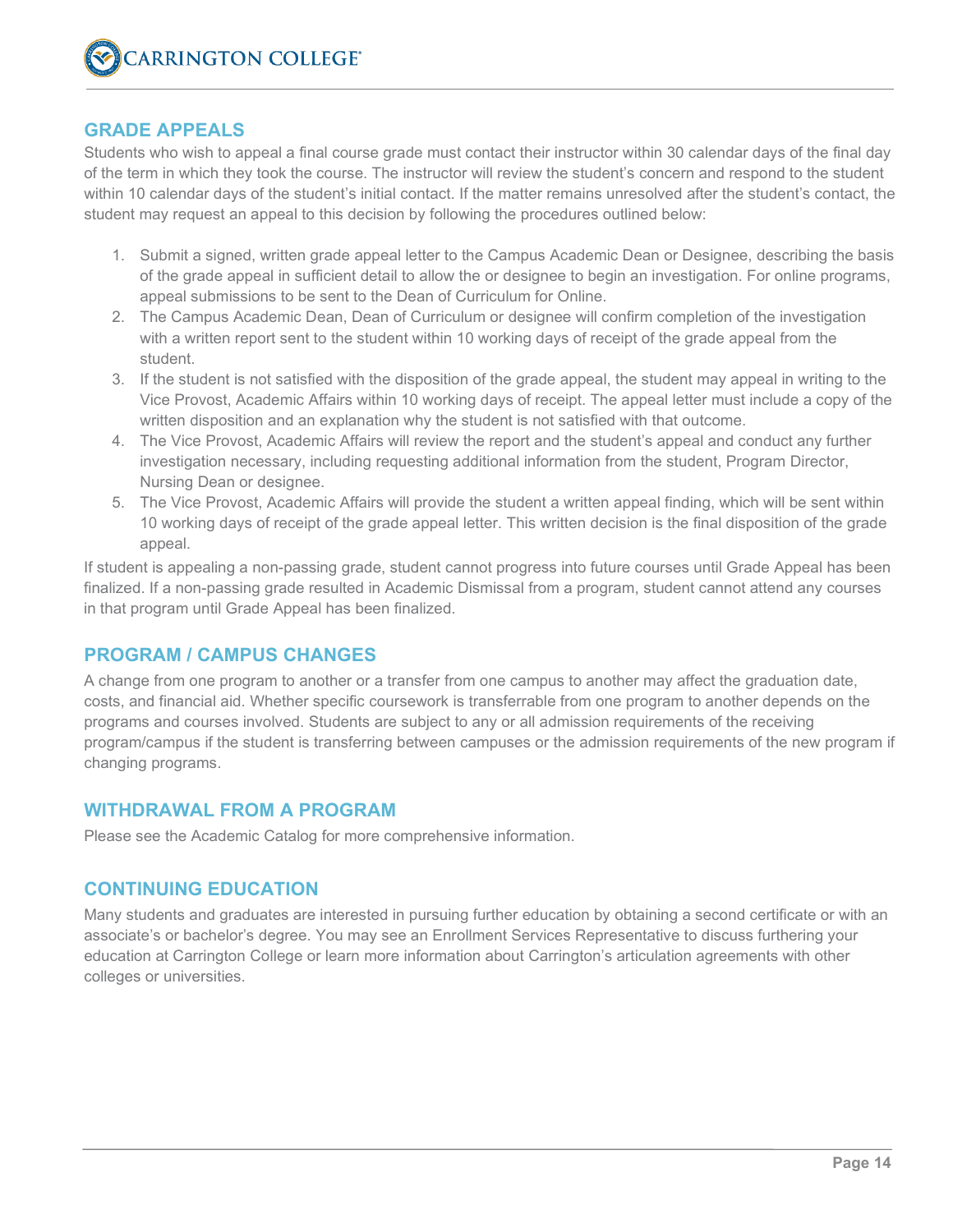## GRADE APPEALS

Students who wish to appeal a final course grade must contact their instructor within 30 calendar days of the final day of the term in which they took the course. The instructor will review the student's concern and respond to the student within 10 calendar days of the student's initial contact. If the matter remains unresolved after the student's contact, the student may request an appeal to this decision by following the procedures outlined below:

1. Submit a signed, written grade appeal letter to the Campus Academic Dean or Designee, describing the basis of the grade appeal in sufficient detail to allow the or designee to begin an investigation. For online programs, appeal submissions to be sent to the Dean of Curriculum for Online.
2. The Campus Academic Dean, Dean of Curriculum or designee will confirm completion of the investigation with a written report sent to the student within 10 working days of receipt of the grade appeal from the student.
3. If the student is not satisfied with the disposition of the grade appeal, the student may appeal in writing to the Vice Provost, Academic Affairs within 10 working days of receipt. The appeal letter must include a copy of the written disposition and an explanation why the student is not satisfied with that outcome.
4. The Vice Provost, Academic Affairs will review the report and the student's appeal and conduct any further investigation necessary, including requesting additional information from the student, Program Director, Nursing Dean or designee.
5. The Vice Provost, Academic Affairs will provide the student a written appeal finding, which will be sent within 10 working days of receipt of the grade appeal letter. This written decision is the final disposition of the grade appeal.

If student is appealing a non-passing grade, student cannot progress into future courses until Grade Appeal has been finalized. If a non-passing grade resulted in Academic Dismissal from a program, student cannot attend any courses in that program until Grade Appeal has been finalized.

## PROGRAM / CAMPUS CHANGES

A change from one program to another or a transfer from one campus to another may affect the graduation date, costs, and financial aid. Whether specific coursework is transferrable from one program to another depends on the programs and courses involved. Students are subject to any or all admission requirements of the receiving program/campus if the student is transferring between campuses or the admission requirements of the new program if changing programs.

## WITHDRAWAL FROM A PROGRAM

Please see the Academic Catalog for more comprehensive information.

## CONTINUING EDUCATION

Many students and graduates are interested in pursuing further education by obtaining a second certificate or with an associate's or bachelor's degree. You may see an Enrollment Services Representative to discuss furthering your education at Carrington College or learn more information about Carrington's articulation agreements with other colleges or universities.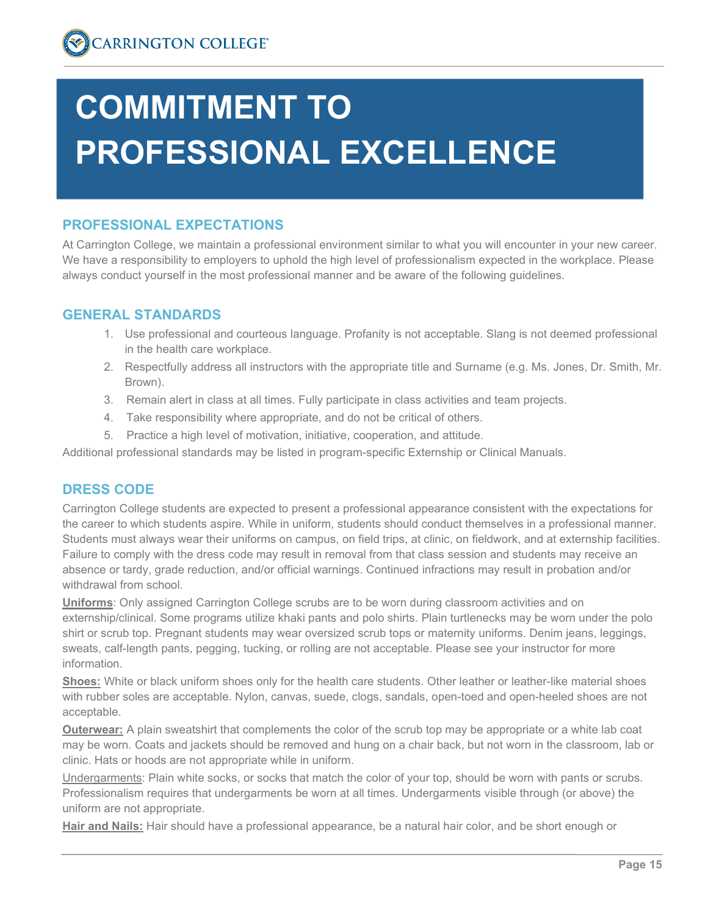# COMMITMENT TO PROFESSIONAL EXCELLENCE

## PROFESSIONAL EXPECTATIONS

At Carrington College, we maintain a professional environment similar to what you will encounter in your new career. We have a responsibility to employers to uphold the high level of professionalism expected in the workplace. Please always conduct yourself in the most professional manner and be aware of the following guidelines.

## GENERAL STANDARDS

1. Use professional and courteous language. Profanity is not acceptable. Slang is not deemed professional in the health care workplace.
2. Respectfully address all instructors with the appropriate title and Surname (e.g. Ms. Jones, Dr. Smith, Mr. Brown).
3. Remain alert in class at all times. Fully participate in class activities and team projects.
4. Take responsibility where appropriate, and do not be critical of others.
5. Practice a high level of motivation, initiative, cooperation, and attitude.

Additional professional standards may be listed in program-specific Externship or Clinical Manuals.

## DRESS CODE

Carrington College students are expected to present a professional appearance consistent with the expectations for the career to which students aspire. While in uniform, students should conduct themselves in a professional manner. Students must always wear their uniforms on campus, on field trips, at clinic, on fieldwork, and at externship facilities. Failure to comply with the dress code may result in removal from that class session and students may receive an absence or tardy, grade reduction, and/or official warnings. Continued infractions may result in probation and/or withdrawal from school.

**Uniforms**: Only assigned Carrington College scrubs are to be worn during classroom activities and on externship/clinical. Some programs utilize khaki pants and polo shirts. Plain turtlenecks may be worn under the polo shirt or scrub top. Pregnant students may wear oversized scrub tops or maternity uniforms. Denim jeans, leggings, sweats, calf-length pants, pegging, tucking, or rolling are not acceptable. Please see your instructor for more information.

**Shoes:** White or black uniform shoes only for the health care students. Other leather or leather-like material shoes with rubber soles are acceptable. Nylon, canvas, suede, clogs, sandals, open-toed and open-heeled shoes are not acceptable.

**Outerwear:** A plain sweatshirt that complements the color of the scrub top may be appropriate or a white lab coat may be worn. Coats and jackets should be removed and hung on a chair back, but not worn in the classroom, lab or clinic. Hats or hoods are not appropriate while in uniform.

Undergarments: Plain white socks, or socks that match the color of your top, should be worn with pants or scrubs. Professionalism requires that undergarments be worn at all times. Undergarments visible through (or above) the uniform are not appropriate.

**Hair and Nails:** Hair should have a professional appearance, be a natural hair color, and be short enough or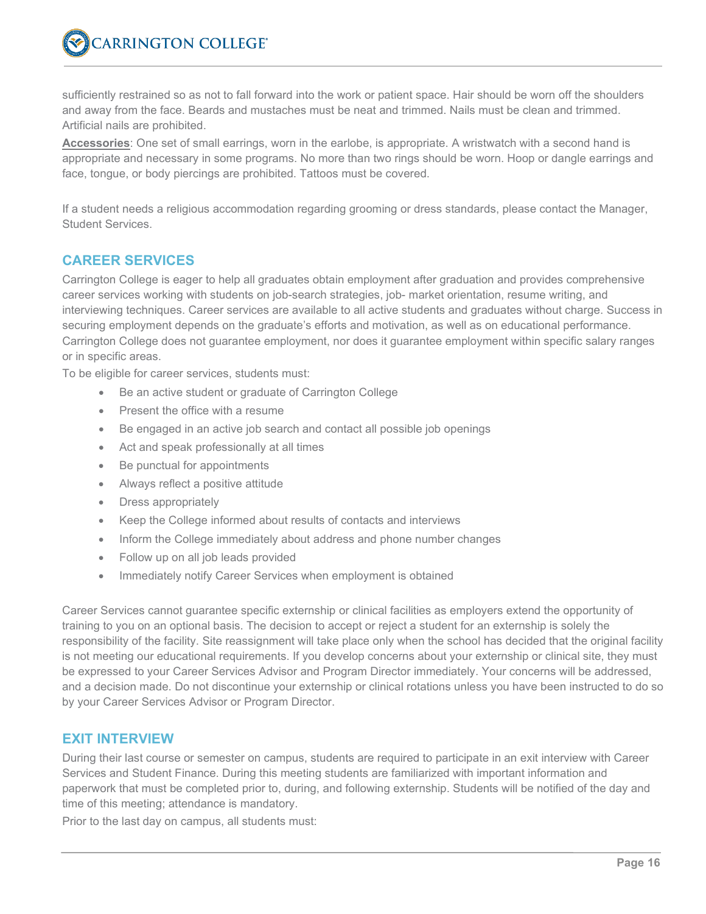sufficiently restrained so as not to fall forward into the work or patient space. Hair should be worn off the shoulders and away from the face. Beards and mustaches must be neat and trimmed. Nails must be clean and trimmed. Artificial nails are prohibited.

**Accessories**: One set of small earrings, worn in the earlobe, is appropriate. A wristwatch with a second hand is appropriate and necessary in some programs. No more than two rings should be worn. Hoop or dangle earrings and face, tongue, or body piercings are prohibited. Tattoos must be covered.

If a student needs a religious accommodation regarding grooming or dress standards, please contact the Manager, Student Services.

## CAREER SERVICES

Carrington College is eager to help all graduates obtain employment after graduation and provides comprehensive career services working with students on job-search strategies, job- market orientation, resume writing, and interviewing techniques. Career services are available to all active students and graduates without charge. Success in securing employment depends on the graduate's efforts and motivation, as well as on educational performance. Carrington College does not guarantee employment, nor does it guarantee employment within specific salary ranges or in specific areas.

To be eligible for career services, students must:

- Be an active student or graduate of Carrington College
- Present the office with a resume
- Be engaged in an active job search and contact all possible job openings
- Act and speak professionally at all times
- Be punctual for appointments
- Always reflect a positive attitude
- Dress appropriately
- Keep the College informed about results of contacts and interviews
- Inform the College immediately about address and phone number changes
- Follow up on all job leads provided
- Immediately notify Career Services when employment is obtained

Career Services cannot guarantee specific externship or clinical facilities as employers extend the opportunity of training to you on an optional basis. The decision to accept or reject a student for an externship is solely the responsibility of the facility. Site reassignment will take place only when the school has decided that the original facility is not meeting our educational requirements. If you develop concerns about your externship or clinical site, they must be expressed to your Career Services Advisor and Program Director immediately. Your concerns will be addressed, and a decision made. Do not discontinue your externship or clinical rotations unless you have been instructed to do so by your Career Services Advisor or Program Director.

## EXIT INTERVIEW

During their last course or semester on campus, students are required to participate in an exit interview with Career Services and Student Finance. During this meeting students are familiarized with important information and paperwork that must be completed prior to, during, and following externship. Students will be notified of the day and time of this meeting; attendance is mandatory.

Prior to the last day on campus, all students must: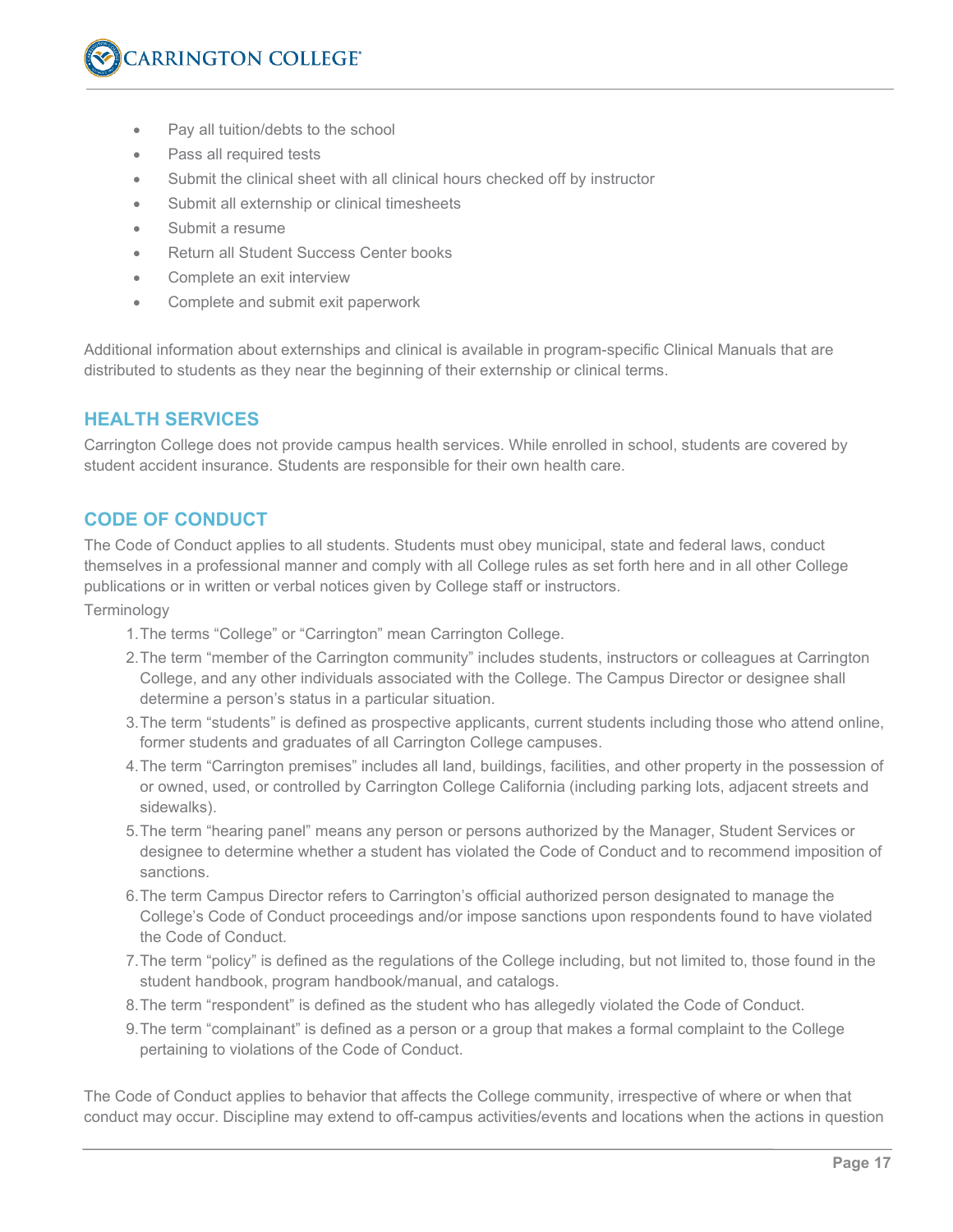- Pay all tuition/debts to the school
- Pass all required tests
- Submit the clinical sheet with all clinical hours checked off by instructor
- Submit all externship or clinical timesheets
- Submit a resume
- Return all Student Success Center books
- Complete an exit interview
- Complete and submit exit paperwork

Additional information about externships and clinical is available in program-specific Clinical Manuals that are distributed to students as they near the beginning of their externship or clinical terms.

## HEALTH SERVICES

Carrington College does not provide campus health services. While enrolled in school, students are covered by student accident insurance. Students are responsible for their own health care.

## CODE OF CONDUCT

The Code of Conduct applies to all students. Students must obey municipal, state and federal laws, conduct themselves in a professional manner and comply with all College rules as set forth here and in all other College publications or in written or verbal notices given by College staff or instructors.

Terminology

1. The terms "College" or "Carrington" mean Carrington College.
2. The term "member of the Carrington community" includes students, instructors or colleagues at Carrington College, and any other individuals associated with the College. The Campus Director or designee shall determine a person's status in a particular situation.
3. The term "students" is defined as prospective applicants, current students including those who attend online, former students and graduates of all Carrington College campuses.
4. The term "Carrington premises" includes all land, buildings, facilities, and other property in the possession of or owned, used, or controlled by Carrington College California (including parking lots, adjacent streets and sidewalks).
5. The term "hearing panel" means any person or persons authorized by the Manager, Student Services or designee to determine whether a student has violated the Code of Conduct and to recommend imposition of sanctions.
6. The term Campus Director refers to Carrington's official authorized person designated to manage the College's Code of Conduct proceedings and/or impose sanctions upon respondents found to have violated the Code of Conduct.
7. The term "policy" is defined as the regulations of the College including, but not limited to, those found in the student handbook, program handbook/manual, and catalogs.
8. The term "respondent" is defined as the student who has allegedly violated the Code of Conduct.
9. The term "complainant" is defined as a person or a group that makes a formal complaint to the College pertaining to violations of the Code of Conduct.

The Code of Conduct applies to behavior that affects the College community, irrespective of where or when that conduct may occur. Discipline may extend to off-campus activities/events and locations when the actions in question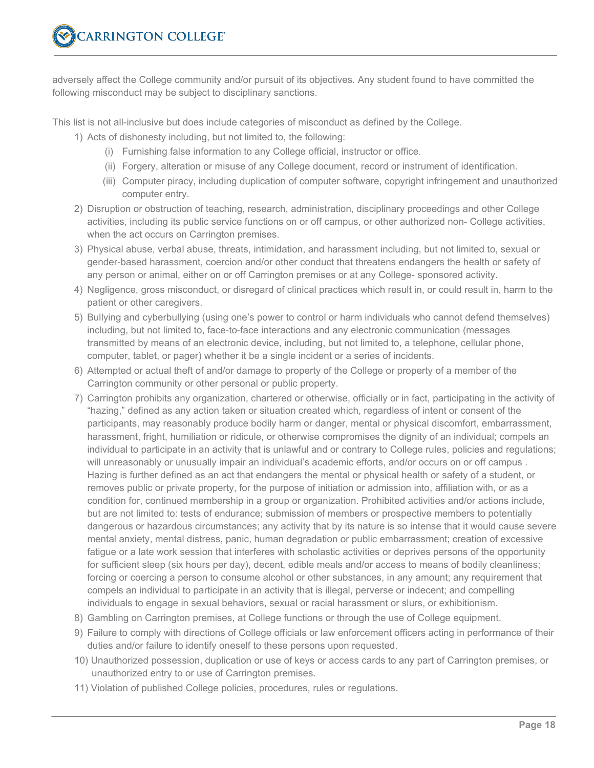adversely affect the College community and/or pursuit of its objectives. Any student found to have committed the following misconduct may be subject to disciplinary sanctions.

This list is not all-inclusive but does include categories of misconduct as defined by the College.

1) Acts of dishonesty including, but not limited to, the following:
    (i) Furnishing false information to any College official, instructor or office.
    (ii) Forgery, alteration or misuse of any College document, record or instrument of identification.
    (iii) Computer piracy, including duplication of computer software, copyright infringement and unauthorized computer entry.
2) Disruption or obstruction of teaching, research, administration, disciplinary proceedings and other College activities, including its public service functions on or off campus, or other authorized non- College activities, when the act occurs on Carrington premises.
3) Physical abuse, verbal abuse, threats, intimidation, and harassment including, but not limited to, sexual or gender-based harassment, coercion and/or other conduct that threatens endangers the health or safety of any person or animal, either on or off Carrington premises or at any College- sponsored activity.
4) Negligence, gross misconduct, or disregard of clinical practices which result in, or could result in, harm to the patient or other caregivers.
5) Bullying and cyberbullying (using one's power to control or harm individuals who cannot defend themselves) including, but not limited to, face-to-face interactions and any electronic communication (messages transmitted by means of an electronic device, including, but not limited to, a telephone, cellular phone, computer, tablet, or pager) whether it be a single incident or a series of incidents.
6) Attempted or actual theft of and/or damage to property of the College or property of a member of the Carrington community or other personal or public property.
7) Carrington prohibits any organization, chartered or otherwise, officially or in fact, participating in the activity of "hazing," defined as any action taken or situation created which, regardless of intent or consent of the participants, may reasonably produce bodily harm or danger, mental or physical discomfort, embarrassment, harassment, fright, humiliation or ridicule, or otherwise compromises the dignity of an individual; compels an individual to participate in an activity that is unlawful and or contrary to College rules, policies and regulations; will unreasonably or unusually impair an individual's academic efforts, and/or occurs on or off campus . Hazing is further defined as an act that endangers the mental or physical health or safety of a student, or removes public or private property, for the purpose of initiation or admission into, affiliation with, or as a condition for, continued membership in a group or organization. Prohibited activities and/or actions include, but are not limited to: tests of endurance; submission of members or prospective members to potentially dangerous or hazardous circumstances; any activity that by its nature is so intense that it would cause severe mental anxiety, mental distress, panic, human degradation or public embarrassment; creation of excessive fatigue or a late work session that interferes with scholastic activities or deprives persons of the opportunity for sufficient sleep (six hours per day), decent, edible meals and/or access to means of bodily cleanliness; forcing or coercing a person to consume alcohol or other substances, in any amount; any requirement that compels an individual to participate in an activity that is illegal, perverse or indecent; and compelling individuals to engage in sexual behaviors, sexual or racial harassment or slurs, or exhibitionism.
8) Gambling on Carrington premises, at College functions or through the use of College equipment.
9) Failure to comply with directions of College officials or law enforcement officers acting in performance of their duties and/or failure to identify oneself to these persons upon requested.
10) Unauthorized possession, duplication or use of keys or access cards to any part of Carrington premises, or unauthorized entry to or use of Carrington premises.
11) Violation of published College policies, procedures, rules or regulations.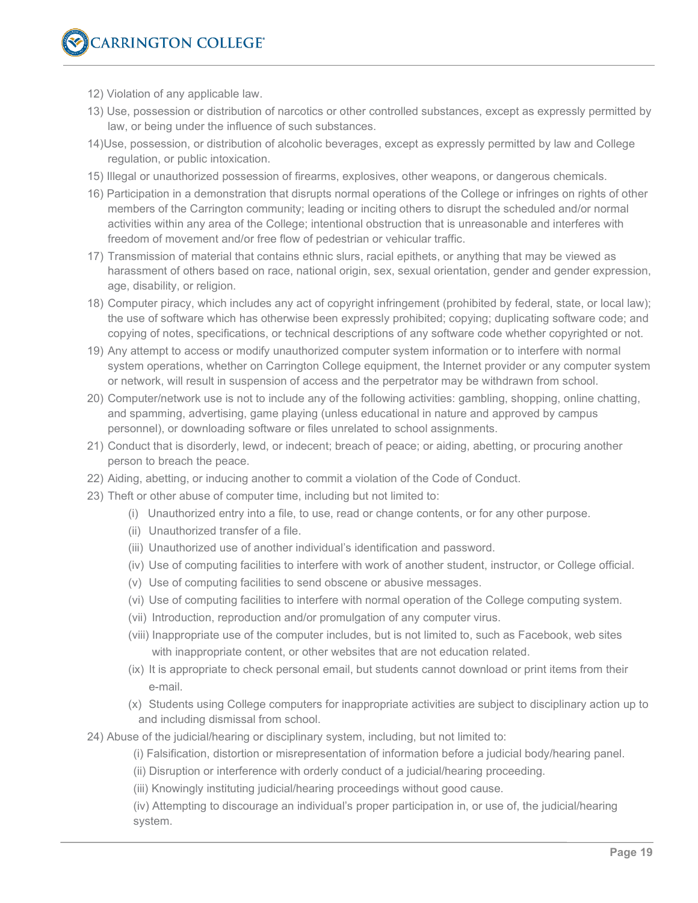12) Violation of any applicable law.

13) Use, possession or distribution of narcotics or other controlled substances, except as expressly permitted by law, or being under the influence of such substances.

14)Use, possession, or distribution of alcoholic beverages, except as expressly permitted by law and College regulation, or public intoxication.

15) Illegal or unauthorized possession of firearms, explosives, other weapons, or dangerous chemicals.

16) Participation in a demonstration that disrupts normal operations of the College or infringes on rights of other members of the Carrington community; leading or inciting others to disrupt the scheduled and/or normal activities within any area of the College; intentional obstruction that is unreasonable and interferes with freedom of movement and/or free flow of pedestrian or vehicular traffic.

17) Transmission of material that contains ethnic slurs, racial epithets, or anything that may be viewed as harassment of others based on race, national origin, sex, sexual orientation, gender and gender expression, age, disability, or religion.

18) Computer piracy, which includes any act of copyright infringement (prohibited by federal, state, or local law); the use of software which has otherwise been expressly prohibited; copying; duplicating software code; and copying of notes, specifications, or technical descriptions of any software code whether copyrighted or not.

19) Any attempt to access or modify unauthorized computer system information or to interfere with normal system operations, whether on Carrington College equipment, the Internet provider or any computer system or network, will result in suspension of access and the perpetrator may be withdrawn from school.

20) Computer/network use is not to include any of the following activities: gambling, shopping, online chatting, and spamming, advertising, game playing (unless educational in nature and approved by campus personnel), or downloading software or files unrelated to school assignments.

21) Conduct that is disorderly, lewd, or indecent; breach of peace; or aiding, abetting, or procuring another person to breach the peace.

22) Aiding, abetting, or inducing another to commit a violation of the Code of Conduct.

23) Theft or other abuse of computer time, including but not limited to:

    (i) Unauthorized entry into a file, to use, read or change contents, or for any other purpose.

    (ii) Unauthorized transfer of a file.

    (iii) Unauthorized use of another individual's identification and password.

    (iv) Use of computing facilities to interfere with work of another student, instructor, or College official.

    (v) Use of computing facilities to send obscene or abusive messages.

    (vi) Use of computing facilities to interfere with normal operation of the College computing system.

    (vii) Introduction, reproduction and/or promulgation of any computer virus.

    (viii) Inappropriate use of the computer includes, but is not limited to, such as Facebook, web sites with inappropriate content, or other websites that are not education related.

    (ix) It is appropriate to check personal email, but students cannot download or print items from their e-mail.

    (x) Students using College computers for inappropriate activities are subject to disciplinary action up to and including dismissal from school.

24) Abuse of the judicial/hearing or disciplinary system, including, but not limited to:

    (i) Falsification, distortion or misrepresentation of information before a judicial body/hearing panel.

    (ii) Disruption or interference with orderly conduct of a judicial/hearing proceeding.

    (iii) Knowingly instituting judicial/hearing proceedings without good cause.

    (iv) Attempting to discourage an individual's proper participation in, or use of, the judicial/hearing system.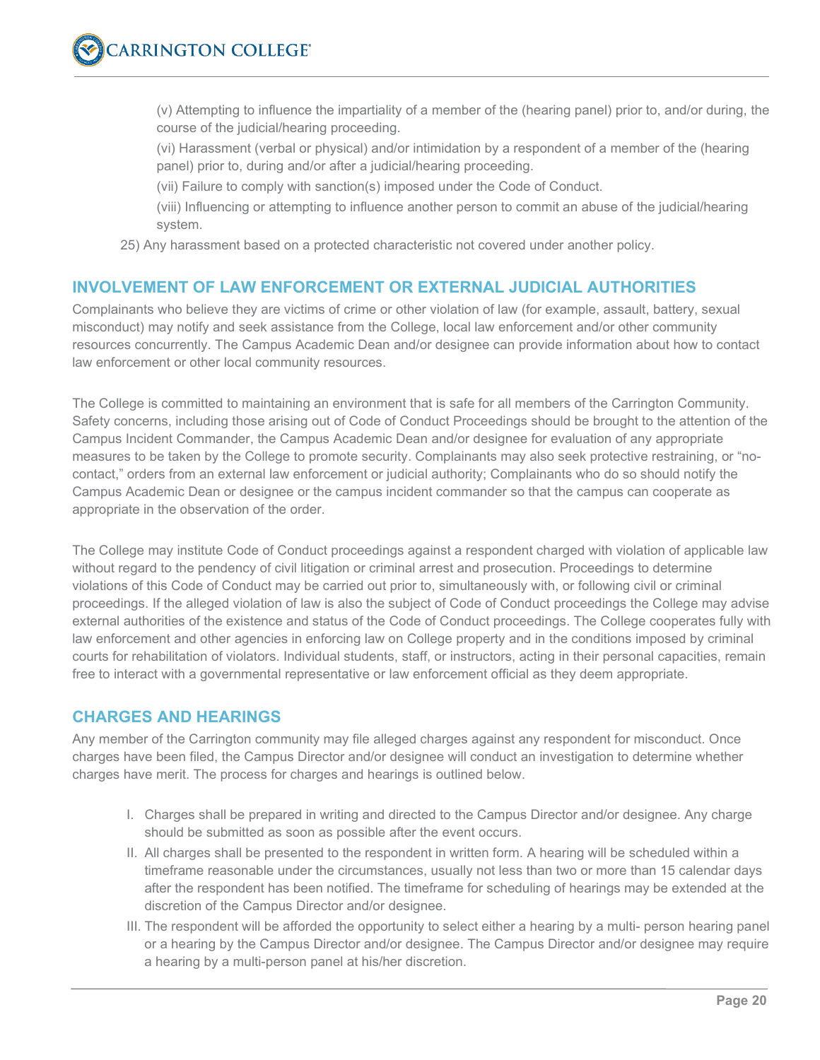(v) Attempting to influence the impartiality of a member of the (hearing panel) prior to, and/or during, the course of the judicial/hearing proceeding.

(vi) Harassment (verbal or physical) and/or intimidation by a respondent of a member of the (hearing panel) prior to, during and/or after a judicial/hearing proceeding.

(vii) Failure to comply with sanction(s) imposed under the Code of Conduct.

(viii) Influencing or attempting to influence another person to commit an abuse of the judicial/hearing system.

25) Any harassment based on a protected characteristic not covered under another policy.

## INVOLVEMENT OF LAW ENFORCEMENT OR EXTERNAL JUDICIAL AUTHORITIES

Complainants who believe they are victims of crime or other violation of law (for example, assault, battery, sexual misconduct) may notify and seek assistance from the College, local law enforcement and/or other community resources concurrently. The Campus Academic Dean and/or designee can provide information about how to contact law enforcement or other local community resources.

The College is committed to maintaining an environment that is safe for all members of the Carrington Community. Safety concerns, including those arising out of Code of Conduct Proceedings should be brought to the attention of the Campus Incident Commander, the Campus Academic Dean and/or designee for evaluation of any appropriate measures to be taken by the College to promote security. Complainants may also seek protective restraining, or "no-contact," orders from an external law enforcement or judicial authority; Complainants who do so should notify the Campus Academic Dean or designee or the campus incident commander so that the campus can cooperate as appropriate in the observation of the order.

The College may institute Code of Conduct proceedings against a respondent charged with violation of applicable law without regard to the pendency of civil litigation or criminal arrest and prosecution. Proceedings to determine violations of this Code of Conduct may be carried out prior to, simultaneously with, or following civil or criminal proceedings. If the alleged violation of law is also the subject of Code of Conduct proceedings the College may advise external authorities of the existence and status of the Code of Conduct proceedings. The College cooperates fully with law enforcement and other agencies in enforcing law on College property and in the conditions imposed by criminal courts for rehabilitation of violators. Individual students, staff, or instructors, acting in their personal capacities, remain free to interact with a governmental representative or law enforcement official as they deem appropriate.

## CHARGES AND HEARINGS

Any member of the Carrington community may file alleged charges against any respondent for misconduct. Once charges have been filed, the Campus Director and/or designee will conduct an investigation to determine whether charges have merit. The process for charges and hearings is outlined below.

I. Charges shall be prepared in writing and directed to the Campus Director and/or designee. Any charge should be submitted as soon as possible after the event occurs.

II. All charges shall be presented to the respondent in written form. A hearing will be scheduled within a timeframe reasonable under the circumstances, usually not less than two or more than 15 calendar days after the respondent has been notified. The timeframe for scheduling of hearings may be extended at the discretion of the Campus Director and/or designee.

III. The respondent will be afforded the opportunity to select either a hearing by a multi- person hearing panel or a hearing by the Campus Director and/or designee. The Campus Director and/or designee may require a hearing by a multi-person panel at his/her discretion.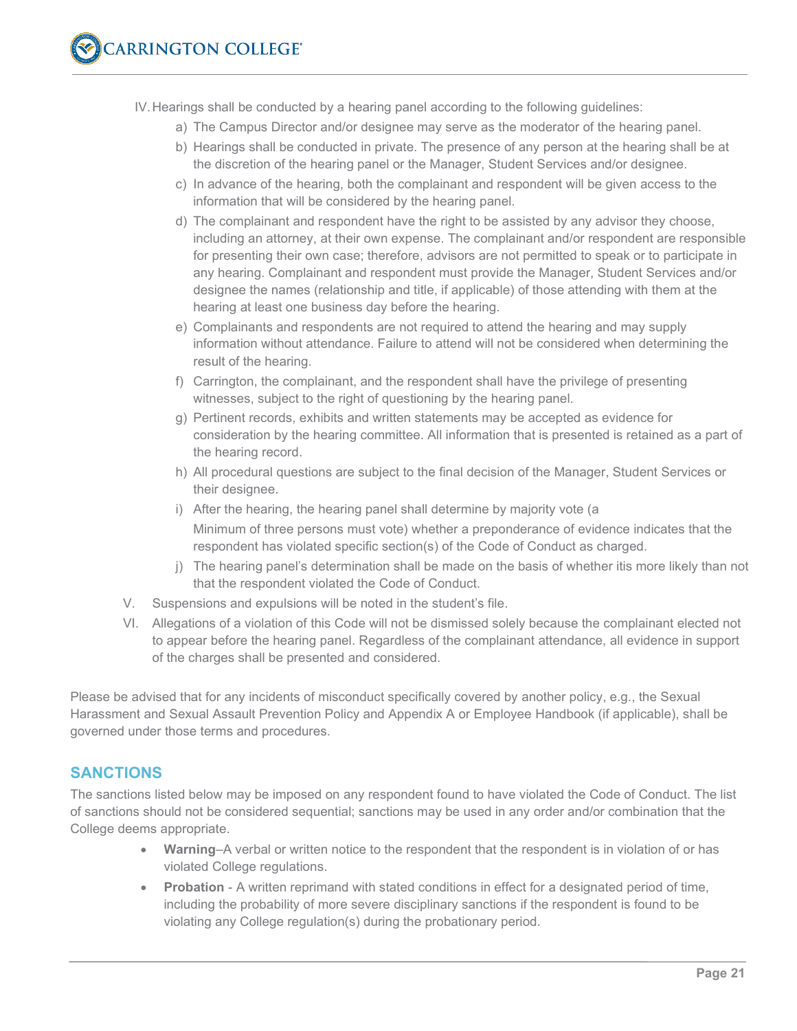IV. Hearings shall be conducted by a hearing panel according to the following guidelines:

a) The Campus Director and/or designee may serve as the moderator of the hearing panel.

b) Hearings shall be conducted in private. The presence of any person at the hearing shall be at the discretion of the hearing panel or the Manager, Student Services and/or designee.

c) In advance of the hearing, both the complainant and respondent will be given access to the information that will be considered by the hearing panel.

d) The complainant and respondent have the right to be assisted by any advisor they choose, including an attorney, at their own expense. The complainant and/or respondent are responsible for presenting their own case; therefore, advisors are not permitted to speak or to participate in any hearing. Complainant and respondent must provide the Manager, Student Services and/or designee the names (relationship and title, if applicable) of those attending with them at the hearing at least one business day before the hearing.

e) Complainants and respondents are not required to attend the hearing and may supply information without attendance. Failure to attend will not be considered when determining the result of the hearing.

f) Carrington, the complainant, and the respondent shall have the privilege of presenting witnesses, subject to the right of questioning by the hearing panel.

g) Pertinent records, exhibits and written statements may be accepted as evidence for consideration by the hearing committee. All information that is presented is retained as a part of the hearing record.

h) All procedural questions are subject to the final decision of the Manager, Student Services or their designee.

i) After the hearing, the hearing panel shall determine by majority vote (a Minimum of three persons must vote) whether a preponderance of evidence indicates that the respondent has violated specific section(s) of the Code of Conduct as charged.

j) The hearing panel's determination shall be made on the basis of whether itis more likely than not that the respondent violated the Code of Conduct.

V. Suspensions and expulsions will be noted in the student's file.

VI. Allegations of a violation of this Code will not be dismissed solely because the complainant elected not to appear before the hearing panel. Regardless of the complainant attendance, all evidence in support of the charges shall be presented and considered.

Please be advised that for any incidents of misconduct specifically covered by another policy, e.g., the Sexual Harassment and Sexual Assault Prevention Policy and Appendix A or Employee Handbook (if applicable), shall be governed under those terms and procedures.

## SANCTIONS

The sanctions listed below may be imposed on any respondent found to have violated the Code of Conduct. The list of sanctions should not be considered sequential; sanctions may be used in any order and/or combination that the College deems appropriate.

- **Warning**–A verbal or written notice to the respondent that the respondent is in violation of or has violated College regulations.
- **Probation** - A written reprimand with stated conditions in effect for a designated period of time, including the probability of more severe disciplinary sanctions if the respondent is found to be violating any College regulation(s) during the probationary period.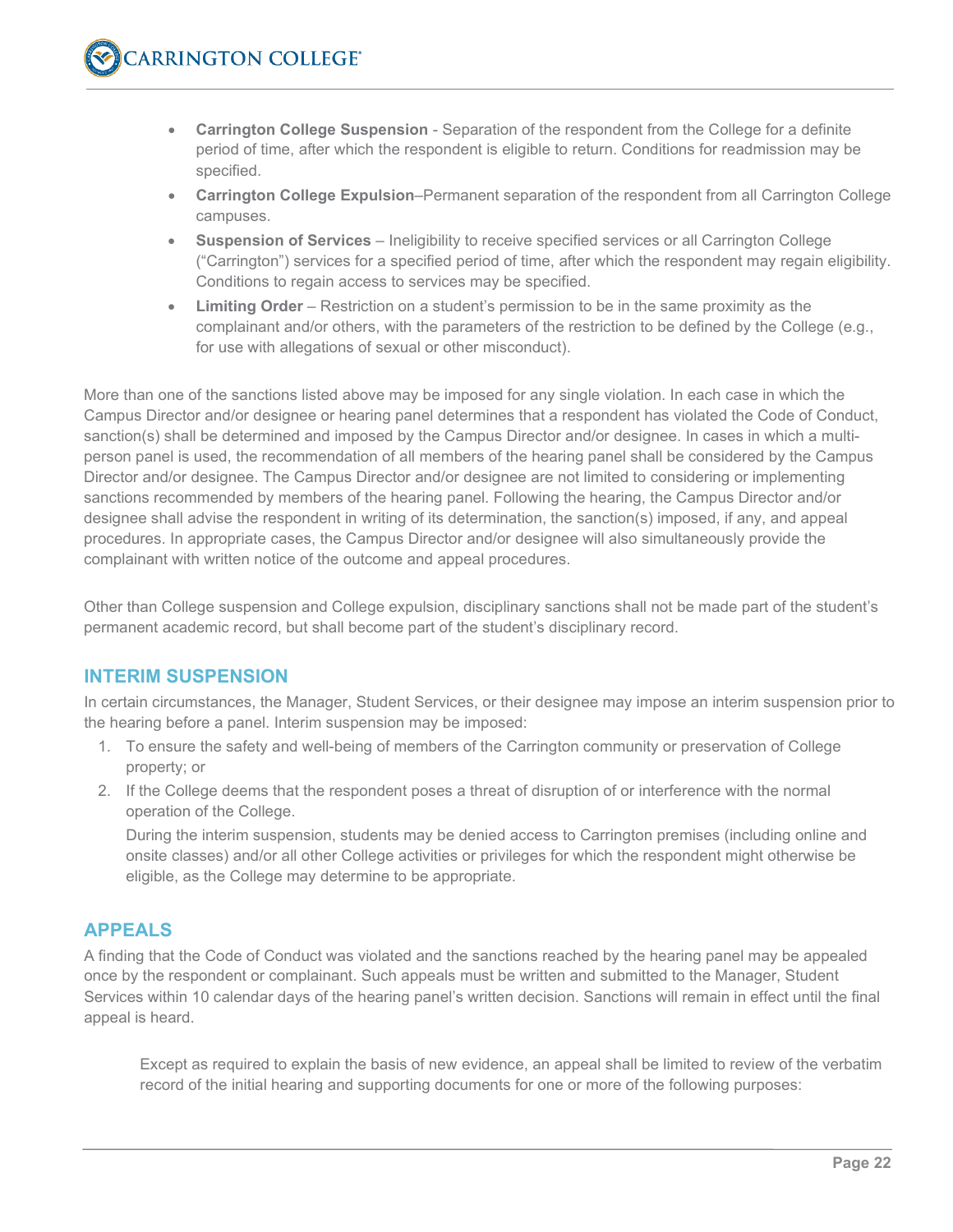- **Carrington College Suspension** - Separation of the respondent from the College for a definite period of time, after which the respondent is eligible to return. Conditions for readmission may be specified.
- **Carrington College Expulsion**–Permanent separation of the respondent from all Carrington College campuses.
- **Suspension of Services** – Ineligibility to receive specified services or all Carrington College ("Carrington") services for a specified period of time, after which the respondent may regain eligibility. Conditions to regain access to services may be specified.
- **Limiting Order** – Restriction on a student's permission to be in the same proximity as the complainant and/or others, with the parameters of the restriction to be defined by the College (e.g., for use with allegations of sexual or other misconduct).

More than one of the sanctions listed above may be imposed for any single violation. In each case in which the Campus Director and/or designee or hearing panel determines that a respondent has violated the Code of Conduct, sanction(s) shall be determined and imposed by the Campus Director and/or designee. In cases in which a multi-person panel is used, the recommendation of all members of the hearing panel shall be considered by the Campus Director and/or designee. The Campus Director and/or designee are not limited to considering or implementing sanctions recommended by members of the hearing panel. Following the hearing, the Campus Director and/or designee shall advise the respondent in writing of its determination, the sanction(s) imposed, if any, and appeal procedures. In appropriate cases, the Campus Director and/or designee will also simultaneously provide the complainant with written notice of the outcome and appeal procedures.

Other than College suspension and College expulsion, disciplinary sanctions shall not be made part of the student's permanent academic record, but shall become part of the student's disciplinary record.

## INTERIM SUSPENSION

In certain circumstances, the Manager, Student Services, or their designee may impose an interim suspension prior to the hearing before a panel. Interim suspension may be imposed:

1. To ensure the safety and well-being of members of the Carrington community or preservation of College property; or
2. If the College deems that the respondent poses a threat of disruption of or interference with the normal operation of the College.

   During the interim suspension, students may be denied access to Carrington premises (including online and onsite classes) and/or all other College activities or privileges for which the respondent might otherwise be eligible, as the College may determine to be appropriate.

## APPEALS

A finding that the Code of Conduct was violated and the sanctions reached by the hearing panel may be appealed once by the respondent or complainant. Such appeals must be written and submitted to the Manager, Student Services within 10 calendar days of the hearing panel's written decision. Sanctions will remain in effect until the final appeal is heard.

Except as required to explain the basis of new evidence, an appeal shall be limited to review of the verbatim record of the initial hearing and supporting documents for one or more of the following purposes: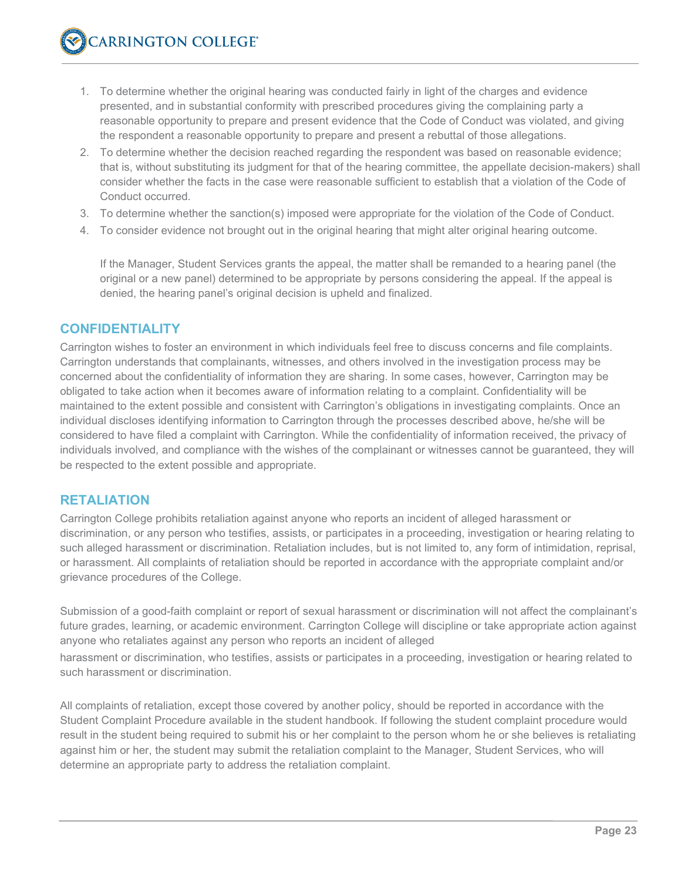1. To determine whether the original hearing was conducted fairly in light of the charges and evidence presented, and in substantial conformity with prescribed procedures giving the complaining party a reasonable opportunity to prepare and present evidence that the Code of Conduct was violated, and giving the respondent a reasonable opportunity to prepare and present a rebuttal of those allegations.
2. To determine whether the decision reached regarding the respondent was based on reasonable evidence; that is, without substituting its judgment for that of the hearing committee, the appellate decision-makers) shall consider whether the facts in the case were reasonable sufficient to establish that a violation of the Code of Conduct occurred.
3. To determine whether the sanction(s) imposed were appropriate for the violation of the Code of Conduct.
4. To consider evidence not brought out in the original hearing that might alter original hearing outcome.

   If the Manager, Student Services grants the appeal, the matter shall be remanded to a hearing panel (the original or a new panel) determined to be appropriate by persons considering the appeal. If the appeal is denied, the hearing panel's original decision is upheld and finalized.

## CONFIDENTIALITY

Carrington wishes to foster an environment in which individuals feel free to discuss concerns and file complaints. Carrington understands that complainants, witnesses, and others involved in the investigation process may be concerned about the confidentiality of information they are sharing. In some cases, however, Carrington may be obligated to take action when it becomes aware of information relating to a complaint. Confidentiality will be maintained to the extent possible and consistent with Carrington's obligations in investigating complaints. Once an individual discloses identifying information to Carrington through the processes described above, he/she will be considered to have filed a complaint with Carrington. While the confidentiality of information received, the privacy of individuals involved, and compliance with the wishes of the complainant or witnesses cannot be guaranteed, they will be respected to the extent possible and appropriate.

## RETALIATION

Carrington College prohibits retaliation against anyone who reports an incident of alleged harassment or discrimination, or any person who testifies, assists, or participates in a proceeding, investigation or hearing relating to such alleged harassment or discrimination. Retaliation includes, but is not limited to, any form of intimidation, reprisal, or harassment. All complaints of retaliation should be reported in accordance with the appropriate complaint and/or grievance procedures of the College.

Submission of a good-faith complaint or report of sexual harassment or discrimination will not affect the complainant's future grades, learning, or academic environment. Carrington College will discipline or take appropriate action against anyone who retaliates against any person who reports an incident of alleged harassment or discrimination, who testifies, assists or participates in a proceeding, investigation or hearing related to such harassment or discrimination.

All complaints of retaliation, except those covered by another policy, should be reported in accordance with the Student Complaint Procedure available in the student handbook. If following the student complaint procedure would result in the student being required to submit his or her complaint to the person whom he or she believes is retaliating against him or her, the student may submit the retaliation complaint to the Manager, Student Services, who will determine an appropriate party to address the retaliation complaint.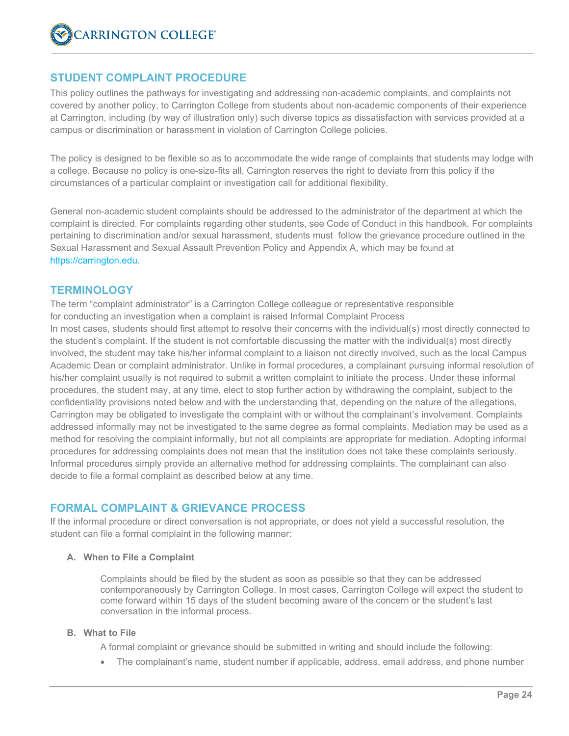## STUDENT COMPLAINT PROCEDURE

This policy outlines the pathways for investigating and addressing non-academic complaints, and complaints not covered by another policy, to Carrington College from students about non-academic components of their experience at Carrington, including (by way of illustration only) such diverse topics as dissatisfaction with services provided at a campus or discrimination or harassment in violation of Carrington College policies.

The policy is designed to be flexible so as to accommodate the wide range of complaints that students may lodge with a college. Because no policy is one-size-fits all, Carrington reserves the right to deviate from this policy if the circumstances of a particular complaint or investigation call for additional flexibility.

General non-academic student complaints should be addressed to the administrator of the department at which the complaint is directed. For complaints regarding other students, see Code of Conduct in this handbook. For complaints pertaining to discrimination and/or sexual harassment, students must follow the grievance procedure outlined in the Sexual Harassment and Sexual Assault Prevention Policy and Appendix A, which may be found at https://carrington.edu.

## TERMINOLOGY

The term "complaint administrator" is a Carrington College colleague or representative responsible for conducting an investigation when a complaint is raised Informal Complaint Process

In most cases, students should first attempt to resolve their concerns with the individual(s) most directly connected to the student's complaint. If the student is not comfortable discussing the matter with the individual(s) most directly involved, the student may take his/her informal complaint to a liaison not directly involved, such as the local Campus Academic Dean or complaint administrator. Unlike in formal procedures, a complainant pursuing informal resolution of his/her complaint usually is not required to submit a written complaint to initiate the process. Under these informal procedures, the student may, at any time, elect to stop further action by withdrawing the complaint, subject to the confidentiality provisions noted below and with the understanding that, depending on the nature of the allegations, Carrington may be obligated to investigate the complaint with or without the complainant's involvement. Complaints addressed informally may not be investigated to the same degree as formal complaints. Mediation may be used as a method for resolving the complaint informally, but not all complaints are appropriate for mediation. Adopting informal procedures for addressing complaints does not mean that the institution does not take these complaints seriously. Informal procedures simply provide an alternative method for addressing complaints. The complainant can also decide to file a formal complaint as described below at any time.

## FORMAL COMPLAINT & GRIEVANCE PROCESS

If the informal procedure or direct conversation is not appropriate, or does not yield a successful resolution, the student can file a formal complaint in the following manner:

**A. When to File a Complaint**

Complaints should be filed by the student as soon as possible so that they can be addressed contemporaneously by Carrington College. In most cases, Carrington College will expect the student to come forward within 15 days of the student becoming aware of the concern or the student's last conversation in the informal process.

**B. What to File**

A formal complaint or grievance should be submitted in writing and should include the following:

- The complainant's name, student number if applicable, address, email address, and phone number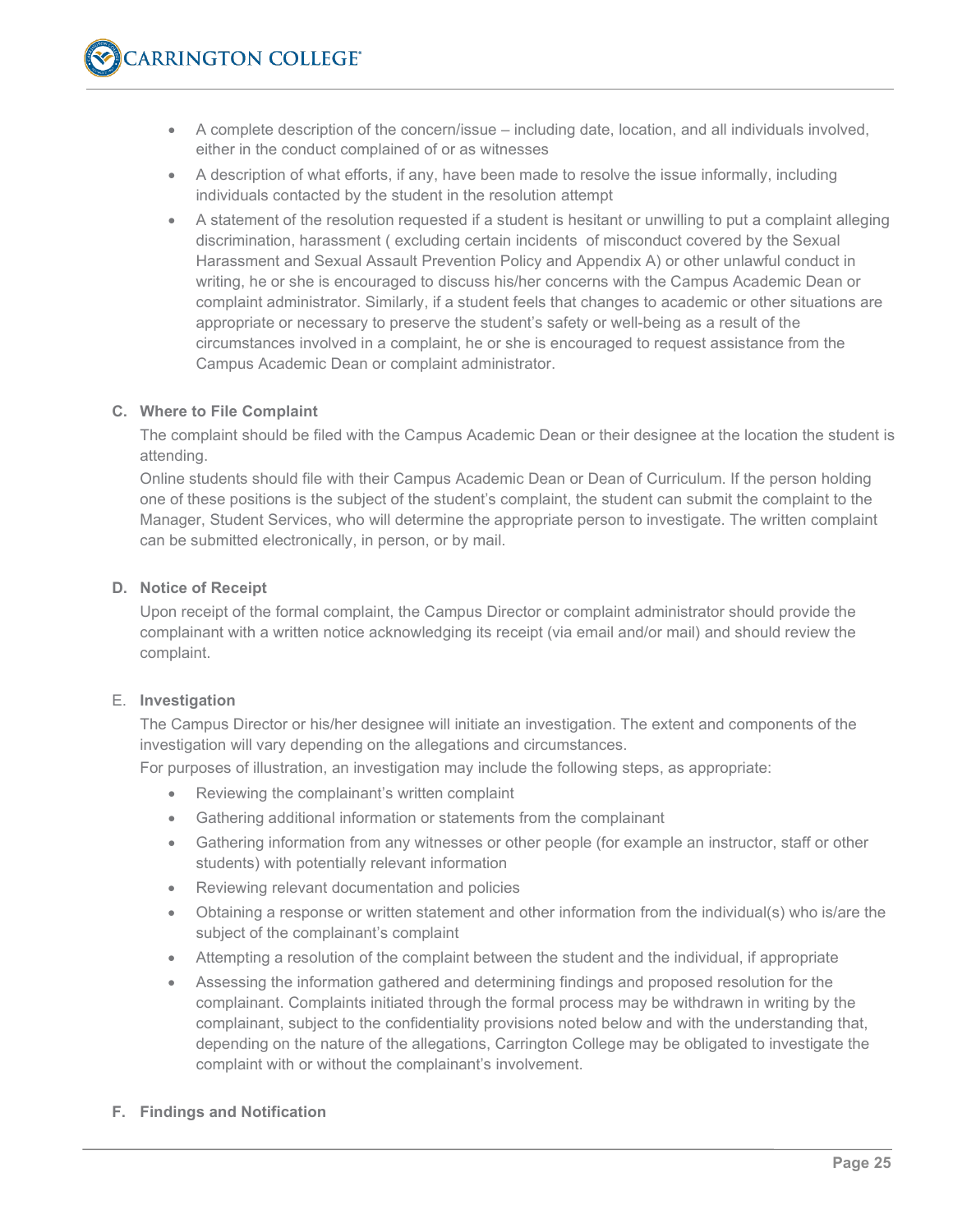- A complete description of the concern/issue – including date, location, and all individuals involved, either in the conduct complained of or as witnesses
- A description of what efforts, if any, have been made to resolve the issue informally, including individuals contacted by the student in the resolution attempt
- A statement of the resolution requested if a student is hesitant or unwilling to put a complaint alleging discrimination, harassment ( excluding certain incidents of misconduct covered by the Sexual Harassment and Sexual Assault Prevention Policy and Appendix A) or other unlawful conduct in writing, he or she is encouraged to discuss his/her concerns with the Campus Academic Dean or complaint administrator. Similarly, if a student feels that changes to academic or other situations are appropriate or necessary to preserve the student's safety or well-being as a result of the circumstances involved in a complaint, he or she is encouraged to request assistance from the Campus Academic Dean or complaint administrator.

**C. Where to File Complaint**

The complaint should be filed with the Campus Academic Dean or their designee at the location the student is attending.

Online students should file with their Campus Academic Dean or Dean of Curriculum. If the person holding one of these positions is the subject of the student's complaint, the student can submit the complaint to the Manager, Student Services, who will determine the appropriate person to investigate. The written complaint can be submitted electronically, in person, or by mail.

**D. Notice of Receipt**

Upon receipt of the formal complaint, the Campus Director or complaint administrator should provide the complainant with a written notice acknowledging its receipt (via email and/or mail) and should review the complaint.

E. **Investigation**

The Campus Director or his/her designee will initiate an investigation. The extent and components of the investigation will vary depending on the allegations and circumstances.

For purposes of illustration, an investigation may include the following steps, as appropriate:

- Reviewing the complainant's written complaint
- Gathering additional information or statements from the complainant
- Gathering information from any witnesses or other people (for example an instructor, staff or other students) with potentially relevant information
- Reviewing relevant documentation and policies
- Obtaining a response or written statement and other information from the individual(s) who is/are the subject of the complainant's complaint
- Attempting a resolution of the complaint between the student and the individual, if appropriate
- Assessing the information gathered and determining findings and proposed resolution for the complainant. Complaints initiated through the formal process may be withdrawn in writing by the complainant, subject to the confidentiality provisions noted below and with the understanding that, depending on the nature of the allegations, Carrington College may be obligated to investigate the complaint with or without the complainant's involvement.

**F. Findings and Notification**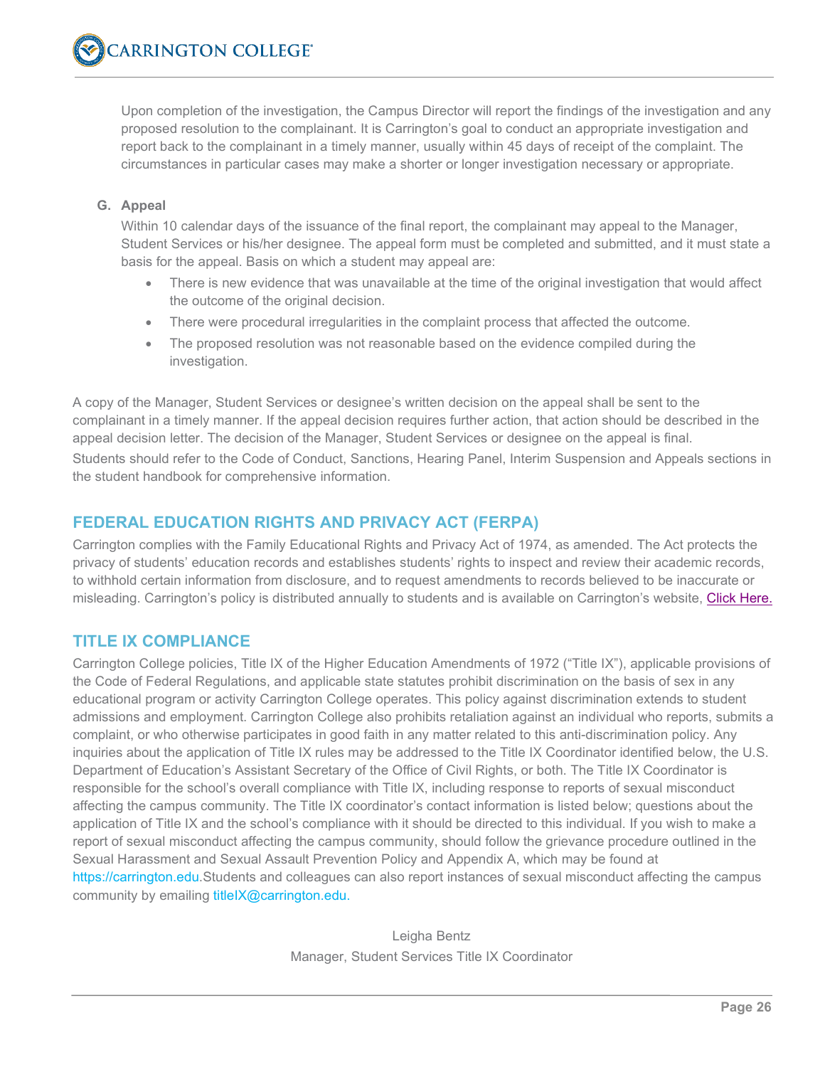Upon completion of the investigation, the Campus Director will report the findings of the investigation and any proposed resolution to the complainant. It is Carrington's goal to conduct an appropriate investigation and report back to the complainant in a timely manner, usually within 45 days of receipt of the complaint. The circumstances in particular cases may make a shorter or longer investigation necessary or appropriate.

**G. Appeal**

Within 10 calendar days of the issuance of the final report, the complainant may appeal to the Manager, Student Services or his/her designee. The appeal form must be completed and submitted, and it must state a basis for the appeal. Basis on which a student may appeal are:

- There is new evidence that was unavailable at the time of the original investigation that would affect the outcome of the original decision.
- There were procedural irregularities in the complaint process that affected the outcome.
- The proposed resolution was not reasonable based on the evidence compiled during the investigation.

A copy of the Manager, Student Services or designee's written decision on the appeal shall be sent to the complainant in a timely manner. If the appeal decision requires further action, that action should be described in the appeal decision letter. The decision of the Manager, Student Services or designee on the appeal is final.

Students should refer to the Code of Conduct, Sanctions, Hearing Panel, Interim Suspension and Appeals sections in the student handbook for comprehensive information.

## FEDERAL EDUCATION RIGHTS AND PRIVACY ACT (FERPA)

Carrington complies with the Family Educational Rights and Privacy Act of 1974, as amended. The Act protects the privacy of students' education records and establishes students' rights to inspect and review their academic records, to withhold certain information from disclosure, and to request amendments to records believed to be inaccurate or misleading. Carrington's policy is distributed annually to students and is available on Carrington's website, Click Here.

## TITLE IX COMPLIANCE

Carrington College policies, Title IX of the Higher Education Amendments of 1972 ("Title IX"), applicable provisions of the Code of Federal Regulations, and applicable state statutes prohibit discrimination on the basis of sex in any educational program or activity Carrington College operates. This policy against discrimination extends to student admissions and employment. Carrington College also prohibits retaliation against an individual who reports, submits a complaint, or who otherwise participates in good faith in any matter related to this anti-discrimination policy. Any inquiries about the application of Title IX rules may be addressed to the Title IX Coordinator identified below, the U.S. Department of Education's Assistant Secretary of the Office of Civil Rights, or both. The Title IX Coordinator is responsible for the school's overall compliance with Title IX, including response to reports of sexual misconduct affecting the campus community. The Title IX coordinator's contact information is listed below; questions about the application of Title IX and the school's compliance with it should be directed to this individual. If you wish to make a report of sexual misconduct affecting the campus community, should follow the grievance procedure outlined in the Sexual Harassment and Sexual Assault Prevention Policy and Appendix A, which may be found at https://carrington.edu.Students and colleagues can also report instances of sexual misconduct affecting the campus community by emailing titleIX@carrington.edu.

Leigha Bentz
Manager, Student Services Title IX Coordinator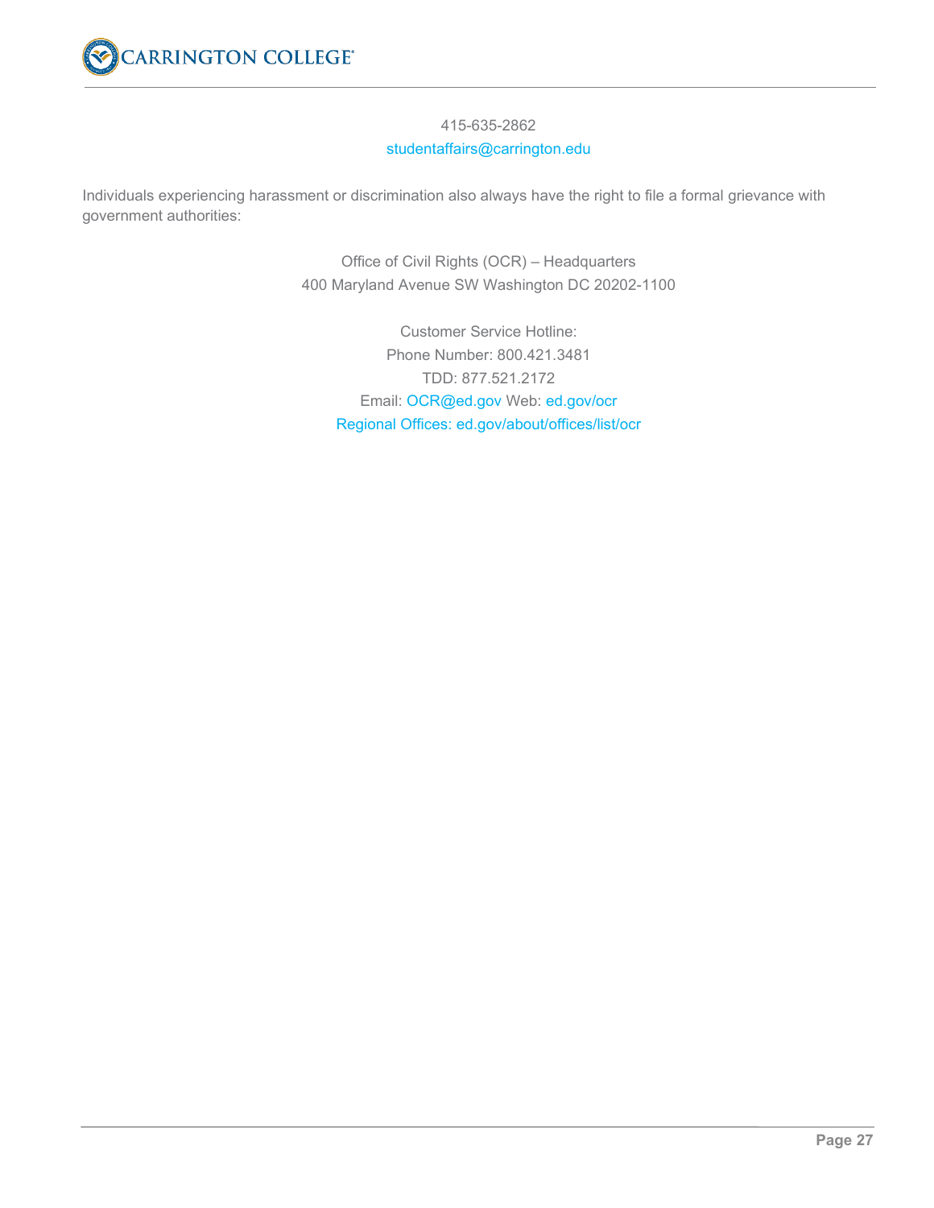415-635-2862
studentaffairs@carrington.edu

Individuals experiencing harassment or discrimination also always have the right to file a formal grievance with government authorities:

Office of Civil Rights (OCR) – Headquarters
400 Maryland Avenue SW Washington DC 20202-1100

Customer Service Hotline:
Phone Number: 800.421.3481
TDD: 877.521.2172
Email: OCR@ed.gov Web: ed.gov/ocr
Regional Offices: ed.gov/about/offices/list/ocr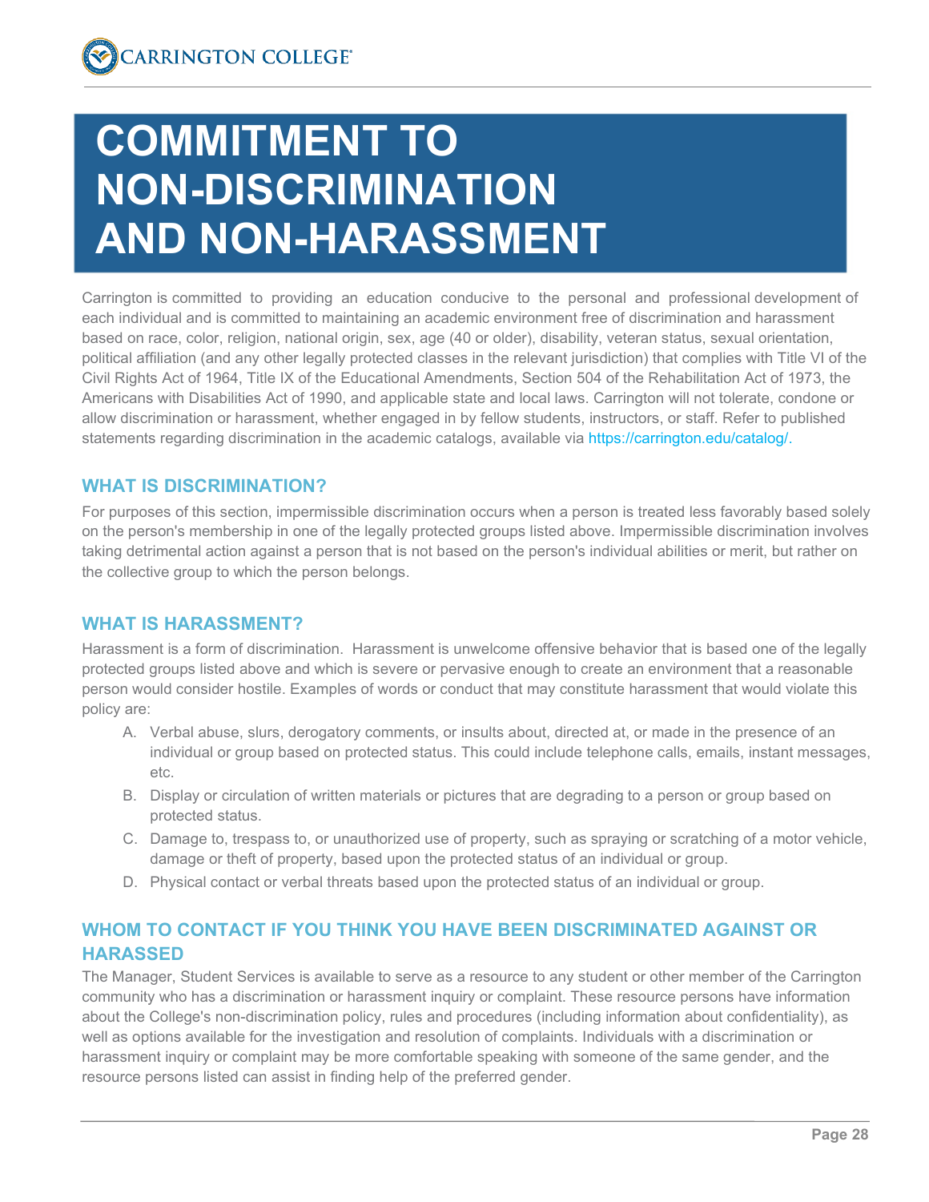# COMMITMENT TO NON-DISCRIMINATION AND NON-HARASSMENT

Carrington is committed to providing an education conducive to the personal and professional development of each individual and is committed to maintaining an academic environment free of discrimination and harassment based on race, color, religion, national origin, sex, age (40 or older), disability, veteran status, sexual orientation, political affiliation (and any other legally protected classes in the relevant jurisdiction) that complies with Title VI of the Civil Rights Act of 1964, Title IX of the Educational Amendments, Section 504 of the Rehabilitation Act of 1973, the Americans with Disabilities Act of 1990, and applicable state and local laws. Carrington will not tolerate, condone or allow discrimination or harassment, whether engaged in by fellow students, instructors, or staff. Refer to published statements regarding discrimination in the academic catalogs, available via https://carrington.edu/catalog/.

## WHAT IS DISCRIMINATION?

For purposes of this section, impermissible discrimination occurs when a person is treated less favorably based solely on the person's membership in one of the legally protected groups listed above. Impermissible discrimination involves taking detrimental action against a person that is not based on the person's individual abilities or merit, but rather on the collective group to which the person belongs.

## WHAT IS HARASSMENT?

Harassment is a form of discrimination. Harassment is unwelcome offensive behavior that is based one of the legally protected groups listed above and which is severe or pervasive enough to create an environment that a reasonable person would consider hostile. Examples of words or conduct that may constitute harassment that would violate this policy are:

A. Verbal abuse, slurs, derogatory comments, or insults about, directed at, or made in the presence of an individual or group based on protected status. This could include telephone calls, emails, instant messages, etc.

B. Display or circulation of written materials or pictures that are degrading to a person or group based on protected status.

C. Damage to, trespass to, or unauthorized use of property, such as spraying or scratching of a motor vehicle, damage or theft of property, based upon the protected status of an individual or group.

D. Physical contact or verbal threats based upon the protected status of an individual or group.

## WHOM TO CONTACT IF YOU THINK YOU HAVE BEEN DISCRIMINATED AGAINST OR HARASSED

The Manager, Student Services is available to serve as a resource to any student or other member of the Carrington community who has a discrimination or harassment inquiry or complaint. These resource persons have information about the College's non-discrimination policy, rules and procedures (including information about confidentiality), as well as options available for the investigation and resolution of complaints. Individuals with a discrimination or harassment inquiry or complaint may be more comfortable speaking with someone of the same gender, and the resource persons listed can assist in finding help of the preferred gender.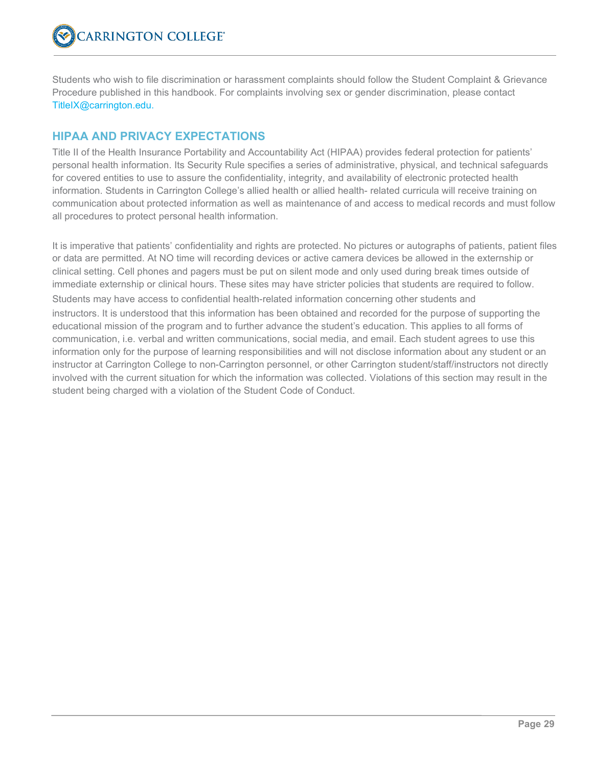Students who wish to file discrimination or harassment complaints should follow the Student Complaint & Grievance Procedure published in this handbook. For complaints involving sex or gender discrimination, please contact TitleIX@carrington.edu.

## HIPAA AND PRIVACY EXPECTATIONS

Title II of the Health Insurance Portability and Accountability Act (HIPAA) provides federal protection for patients' personal health information. Its Security Rule specifies a series of administrative, physical, and technical safeguards for covered entities to use to assure the confidentiality, integrity, and availability of electronic protected health information. Students in Carrington College's allied health or allied health- related curricula will receive training on communication about protected information as well as maintenance of and access to medical records and must follow all procedures to protect personal health information.

It is imperative that patients' confidentiality and rights are protected. No pictures or autographs of patients, patient files or data are permitted. At NO time will recording devices or active camera devices be allowed in the externship or clinical setting. Cell phones and pagers must be put on silent mode and only used during break times outside of immediate externship or clinical hours. These sites may have stricter policies that students are required to follow.

Students may have access to confidential health-related information concerning other students and instructors. It is understood that this information has been obtained and recorded for the purpose of supporting the educational mission of the program and to further advance the student's education. This applies to all forms of communication, i.e. verbal and written communications, social media, and email. Each student agrees to use this information only for the purpose of learning responsibilities and will not disclose information about any student or an instructor at Carrington College to non-Carrington personnel, or other Carrington student/staff/instructors not directly involved with the current situation for which the information was collected. Violations of this section may result in the student being charged with a violation of the Student Code of Conduct.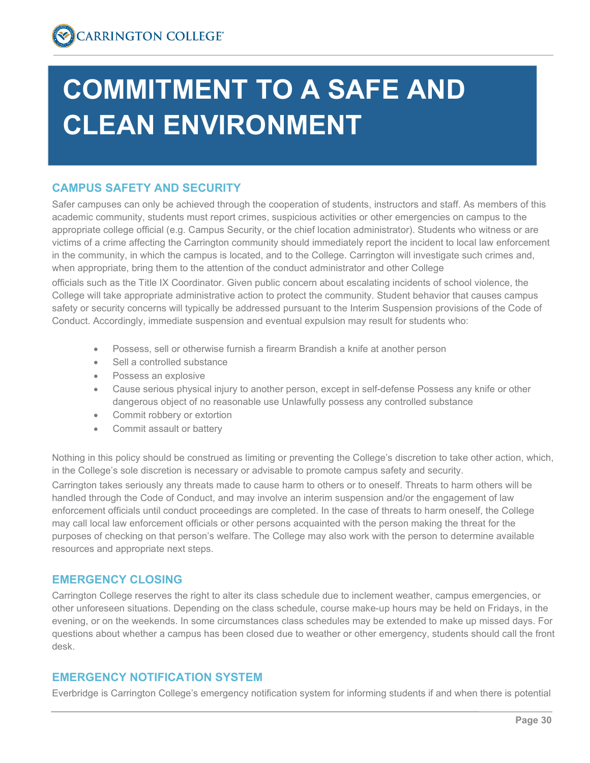# COMMITMENT TO A SAFE AND CLEAN ENVIRONMENT

## CAMPUS SAFETY AND SECURITY

Safer campuses can only be achieved through the cooperation of students, instructors and staff. As members of this academic community, students must report crimes, suspicious activities or other emergencies on campus to the appropriate college official (e.g. Campus Security, or the chief location administrator). Students who witness or are victims of a crime affecting the Carrington community should immediately report the incident to local law enforcement in the community, in which the campus is located, and to the College. Carrington will investigate such crimes and, when appropriate, bring them to the attention of the conduct administrator and other College officials such as the Title IX Coordinator. Given public concern about escalating incidents of school violence, the College will take appropriate administrative action to protect the community. Student behavior that causes campus safety or security concerns will typically be addressed pursuant to the Interim Suspension provisions of the Code of Conduct. Accordingly, immediate suspension and eventual expulsion may result for students who:

- Possess, sell or otherwise furnish a firearm Brandish a knife at another person
- Sell a controlled substance
- Possess an explosive
- Cause serious physical injury to another person, except in self-defense Possess any knife or other dangerous object of no reasonable use Unlawfully possess any controlled substance
- Commit robbery or extortion
- Commit assault or battery

Nothing in this policy should be construed as limiting or preventing the College's discretion to take other action, which, in the College's sole discretion is necessary or advisable to promote campus safety and security.

Carrington takes seriously any threats made to cause harm to others or to oneself. Threats to harm others will be handled through the Code of Conduct, and may involve an interim suspension and/or the engagement of law enforcement officials until conduct proceedings are completed. In the case of threats to harm oneself, the College may call local law enforcement officials or other persons acquainted with the person making the threat for the purposes of checking on that person's welfare. The College may also work with the person to determine available resources and appropriate next steps.

## EMERGENCY CLOSING

Carrington College reserves the right to alter its class schedule due to inclement weather, campus emergencies, or other unforeseen situations. Depending on the class schedule, course make-up hours may be held on Fridays, in the evening, or on the weekends. In some circumstances class schedules may be extended to make up missed days. For questions about whether a campus has been closed due to weather or other emergency, students should call the front desk.

## EMERGENCY NOTIFICATION SYSTEM

Everbridge is Carrington College's emergency notification system for informing students if and when there is potential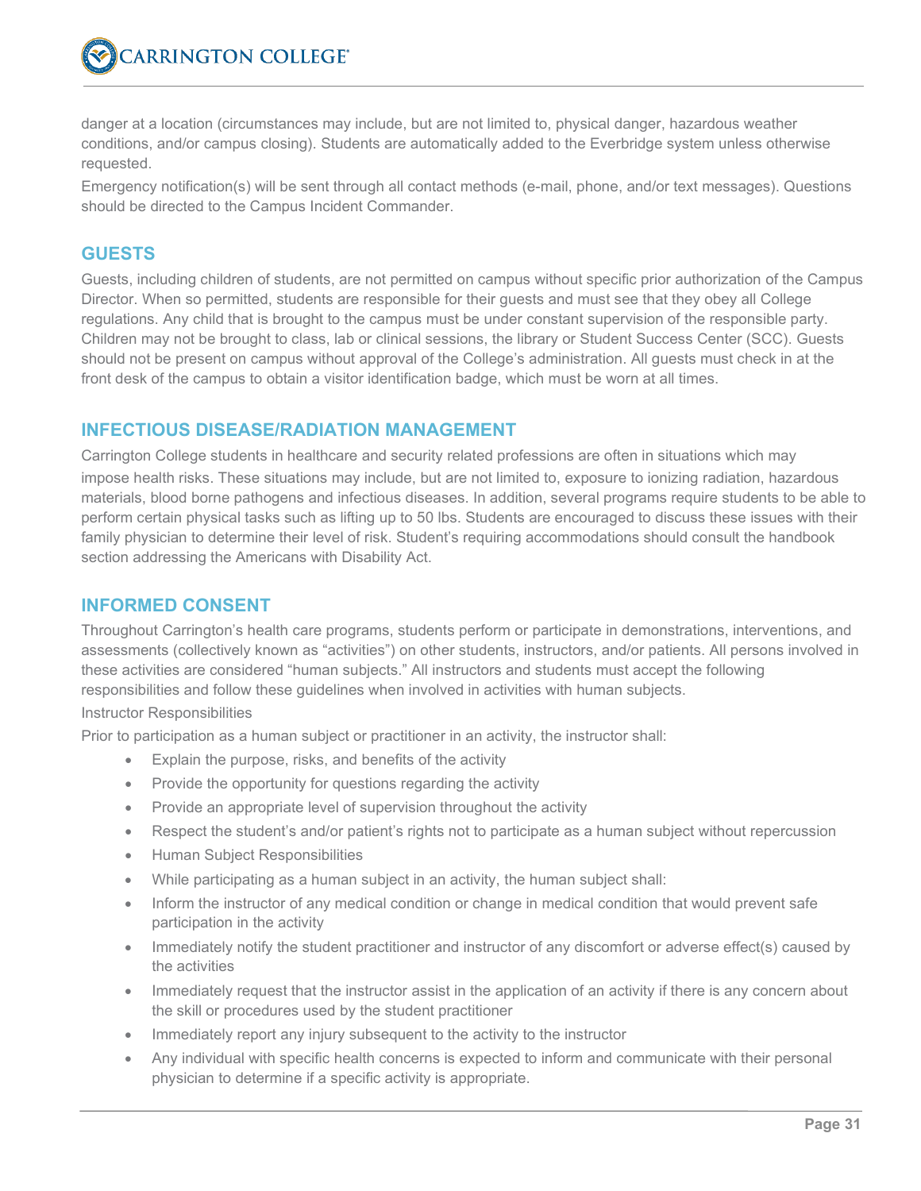danger at a location (circumstances may include, but are not limited to, physical danger, hazardous weather conditions, and/or campus closing). Students are automatically added to the Everbridge system unless otherwise requested.

Emergency notification(s) will be sent through all contact methods (e-mail, phone, and/or text messages). Questions should be directed to the Campus Incident Commander.

## GUESTS

Guests, including children of students, are not permitted on campus without specific prior authorization of the Campus Director. When so permitted, students are responsible for their guests and must see that they obey all College regulations. Any child that is brought to the campus must be under constant supervision of the responsible party. Children may not be brought to class, lab or clinical sessions, the library or Student Success Center (SCC). Guests should not be present on campus without approval of the College's administration. All guests must check in at the front desk of the campus to obtain a visitor identification badge, which must be worn at all times.

## INFECTIOUS DISEASE/RADIATION MANAGEMENT

Carrington College students in healthcare and security related professions are often in situations which may impose health risks. These situations may include, but are not limited to, exposure to ionizing radiation, hazardous materials, blood borne pathogens and infectious diseases. In addition, several programs require students to be able to perform certain physical tasks such as lifting up to 50 lbs. Students are encouraged to discuss these issues with their family physician to determine their level of risk. Student's requiring accommodations should consult the handbook section addressing the Americans with Disability Act.

## INFORMED CONSENT

Throughout Carrington's health care programs, students perform or participate in demonstrations, interventions, and assessments (collectively known as "activities") on other students, instructors, and/or patients. All persons involved in these activities are considered "human subjects." All instructors and students must accept the following responsibilities and follow these guidelines when involved in activities with human subjects.

Instructor Responsibilities

Prior to participation as a human subject or practitioner in an activity, the instructor shall:

- Explain the purpose, risks, and benefits of the activity
- Provide the opportunity for questions regarding the activity
- Provide an appropriate level of supervision throughout the activity
- Respect the student's and/or patient's rights not to participate as a human subject without repercussion
- Human Subject Responsibilities
- While participating as a human subject in an activity, the human subject shall:
- Inform the instructor of any medical condition or change in medical condition that would prevent safe participation in the activity
- Immediately notify the student practitioner and instructor of any discomfort or adverse effect(s) caused by the activities
- Immediately request that the instructor assist in the application of an activity if there is any concern about the skill or procedures used by the student practitioner
- Immediately report any injury subsequent to the activity to the instructor
- Any individual with specific health concerns is expected to inform and communicate with their personal physician to determine if a specific activity is appropriate.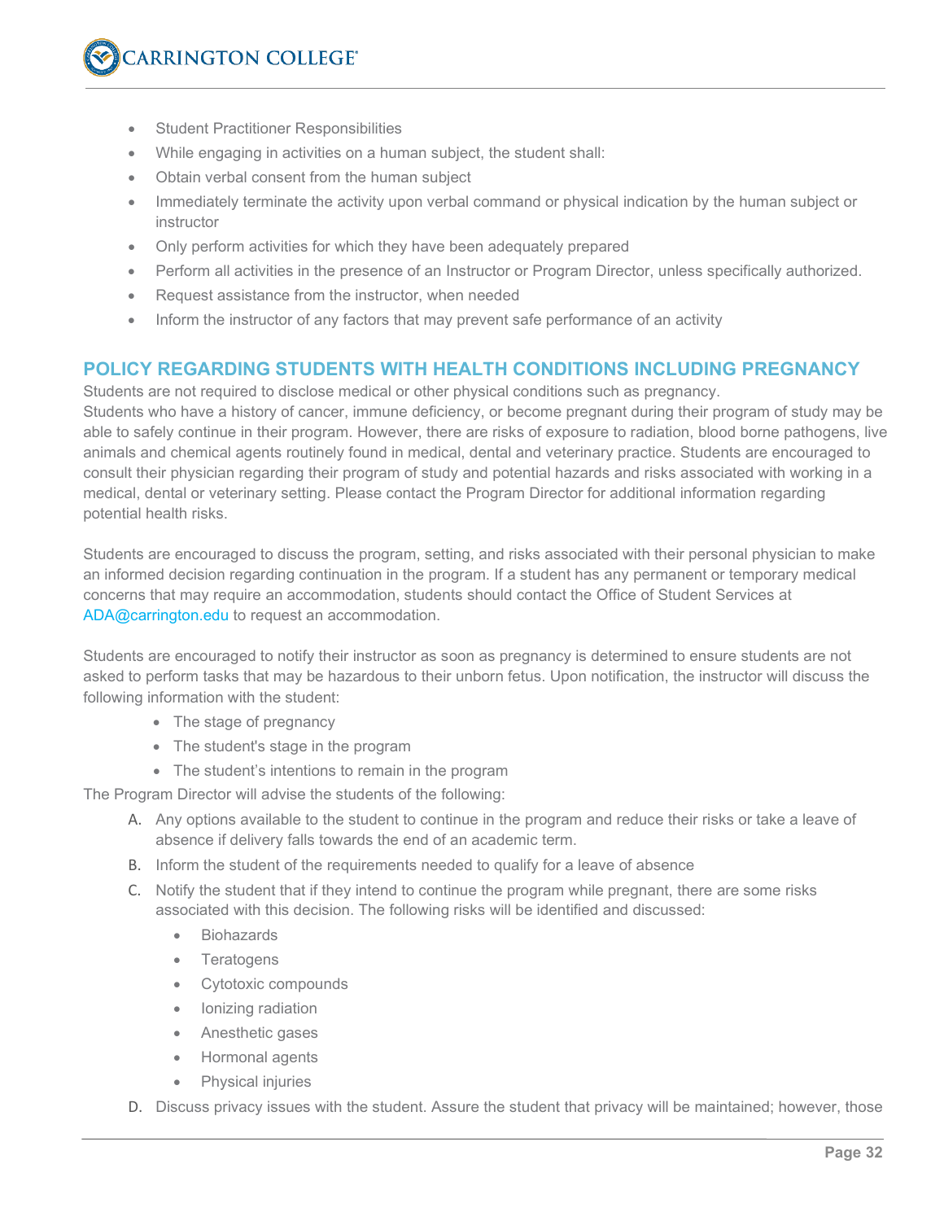- Student Practitioner Responsibilities
- While engaging in activities on a human subject, the student shall:
- Obtain verbal consent from the human subject
- Immediately terminate the activity upon verbal command or physical indication by the human subject or instructor
- Only perform activities for which they have been adequately prepared
- Perform all activities in the presence of an Instructor or Program Director, unless specifically authorized.
- Request assistance from the instructor, when needed
- Inform the instructor of any factors that may prevent safe performance of an activity

## POLICY REGARDING STUDENTS WITH HEALTH CONDITIONS INCLUDING PREGNANCY

Students are not required to disclose medical or other physical conditions such as pregnancy.
Students who have a history of cancer, immune deficiency, or become pregnant during their program of study may be able to safely continue in their program. However, there are risks of exposure to radiation, blood borne pathogens, live animals and chemical agents routinely found in medical, dental and veterinary practice. Students are encouraged to consult their physician regarding their program of study and potential hazards and risks associated with working in a medical, dental or veterinary setting. Please contact the Program Director for additional information regarding potential health risks.

Students are encouraged to discuss the program, setting, and risks associated with their personal physician to make an informed decision regarding continuation in the program. If a student has any permanent or temporary medical concerns that may require an accommodation, students should contact the Office of Student Services at ADA@carrington.edu to request an accommodation.

Students are encouraged to notify their instructor as soon as pregnancy is determined to ensure students are not asked to perform tasks that may be hazardous to their unborn fetus. Upon notification, the instructor will discuss the following information with the student:

- The stage of pregnancy
- The student's stage in the program
- The student's intentions to remain in the program

The Program Director will advise the students of the following:

A. Any options available to the student to continue in the program and reduce their risks or take a leave of absence if delivery falls towards the end of an academic term.
B. Inform the student of the requirements needed to qualify for a leave of absence
C. Notify the student that if they intend to continue the program while pregnant, there are some risks associated with this decision. The following risks will be identified and discussed:
   - Biohazards
   - Teratogens
   - Cytotoxic compounds
   - Ionizing radiation
   - Anesthetic gases
   - Hormonal agents
   - Physical injuries
D. Discuss privacy issues with the student. Assure the student that privacy will be maintained; however, those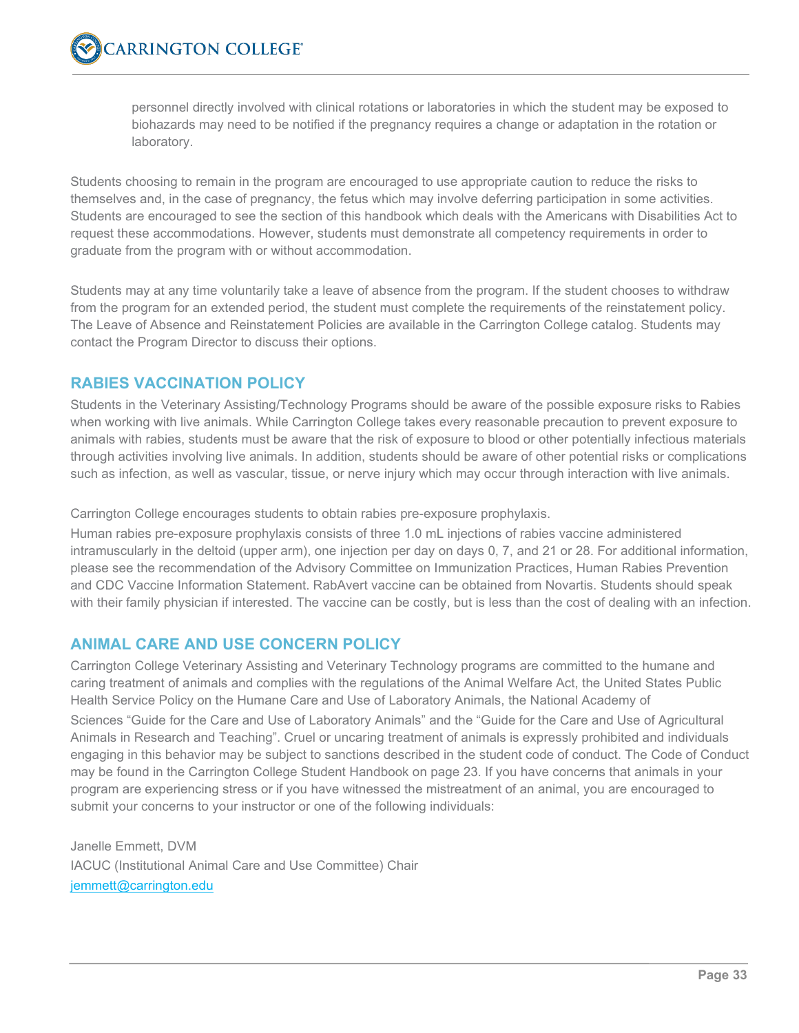personnel directly involved with clinical rotations or laboratories in which the student may be exposed to biohazards may need to be notified if the pregnancy requires a change or adaptation in the rotation or laboratory.

Students choosing to remain in the program are encouraged to use appropriate caution to reduce the risks to themselves and, in the case of pregnancy, the fetus which may involve deferring participation in some activities. Students are encouraged to see the section of this handbook which deals with the Americans with Disabilities Act to request these accommodations. However, students must demonstrate all competency requirements in order to graduate from the program with or without accommodation.

Students may at any time voluntarily take a leave of absence from the program. If the student chooses to withdraw from the program for an extended period, the student must complete the requirements of the reinstatement policy. The Leave of Absence and Reinstatement Policies are available in the Carrington College catalog. Students may contact the Program Director to discuss their options.

## RABIES VACCINATION POLICY

Students in the Veterinary Assisting/Technology Programs should be aware of the possible exposure risks to Rabies when working with live animals. While Carrington College takes every reasonable precaution to prevent exposure to animals with rabies, students must be aware that the risk of exposure to blood or other potentially infectious materials through activities involving live animals. In addition, students should be aware of other potential risks or complications such as infection, as well as vascular, tissue, or nerve injury which may occur through interaction with live animals.

Carrington College encourages students to obtain rabies pre-exposure prophylaxis.

Human rabies pre-exposure prophylaxis consists of three 1.0 mL injections of rabies vaccine administered intramuscularly in the deltoid (upper arm), one injection per day on days 0, 7, and 21 or 28. For additional information, please see the recommendation of the Advisory Committee on Immunization Practices, Human Rabies Prevention and CDC Vaccine Information Statement. RabAvert vaccine can be obtained from Novartis. Students should speak with their family physician if interested. The vaccine can be costly, but is less than the cost of dealing with an infection.

## ANIMAL CARE AND USE CONCERN POLICY

Carrington College Veterinary Assisting and Veterinary Technology programs are committed to the humane and caring treatment of animals and complies with the regulations of the Animal Welfare Act, the United States Public Health Service Policy on the Humane Care and Use of Laboratory Animals, the National Academy of Sciences "Guide for the Care and Use of Laboratory Animals" and the "Guide for the Care and Use of Agricultural Animals in Research and Teaching". Cruel or uncaring treatment of animals is expressly prohibited and individuals engaging in this behavior may be subject to sanctions described in the student code of conduct. The Code of Conduct may be found in the Carrington College Student Handbook on page 23. If you have concerns that animals in your program are experiencing stress or if you have witnessed the mistreatment of an animal, you are encouraged to submit your concerns to your instructor or one of the following individuals:

Janelle Emmett, DVM
IACUC (Institutional Animal Care and Use Committee) Chair
jemmett@carrington.edu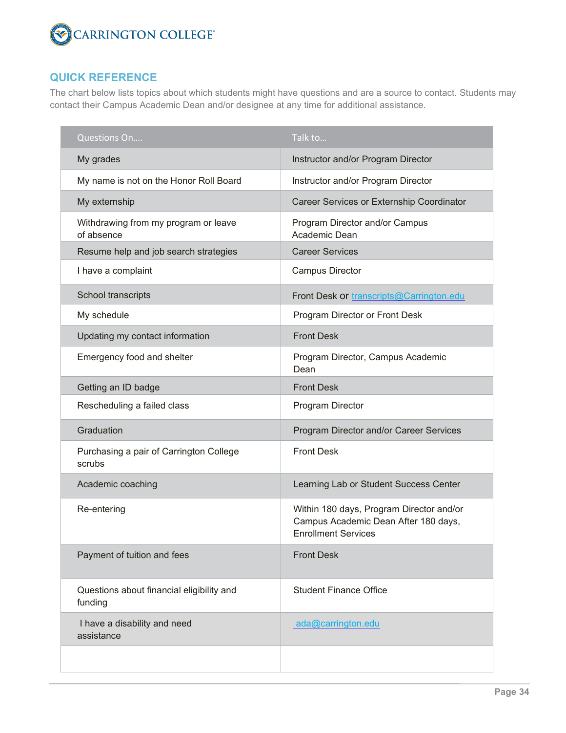## QUICK REFERENCE

The chart below lists topics about which students might have questions and are a source to contact. Students may contact their Campus Academic Dean and/or designee at any time for additional assistance.

| Questions On…. | Talk to… |
|---|---|
| My grades | Instructor and/or Program Director |
| My name is not on the Honor Roll Board | Instructor and/or Program Director |
| My externship | Career Services or Externship Coordinator |
| Withdrawing from my program or leave of absence | Program Director and/or Campus Academic Dean |
| Resume help and job search strategies | Career Services |
| I have a complaint | Campus Director |
| School transcripts | Front Desk or transcripts@Carrington.edu |
| My schedule | Program Director or Front Desk |
| Updating my contact information | Front Desk |
| Emergency food and shelter | Program Director, Campus Academic Dean |
| Getting an ID badge | Front Desk |
| Rescheduling a failed class | Program Director |
| Graduation | Program Director and/or Career Services |
| Purchasing a pair of Carrington College scrubs | Front Desk |
| Academic coaching | Learning Lab or Student Success Center |
| Re-entering | Within 180 days, Program Director and/or Campus Academic Dean After 180 days, Enrollment Services |
| Payment of tuition and fees | Front Desk |
| Questions about financial eligibility and funding | Student Finance Office |
| I have a disability and need assistance | ada@carrington.edu |
| | |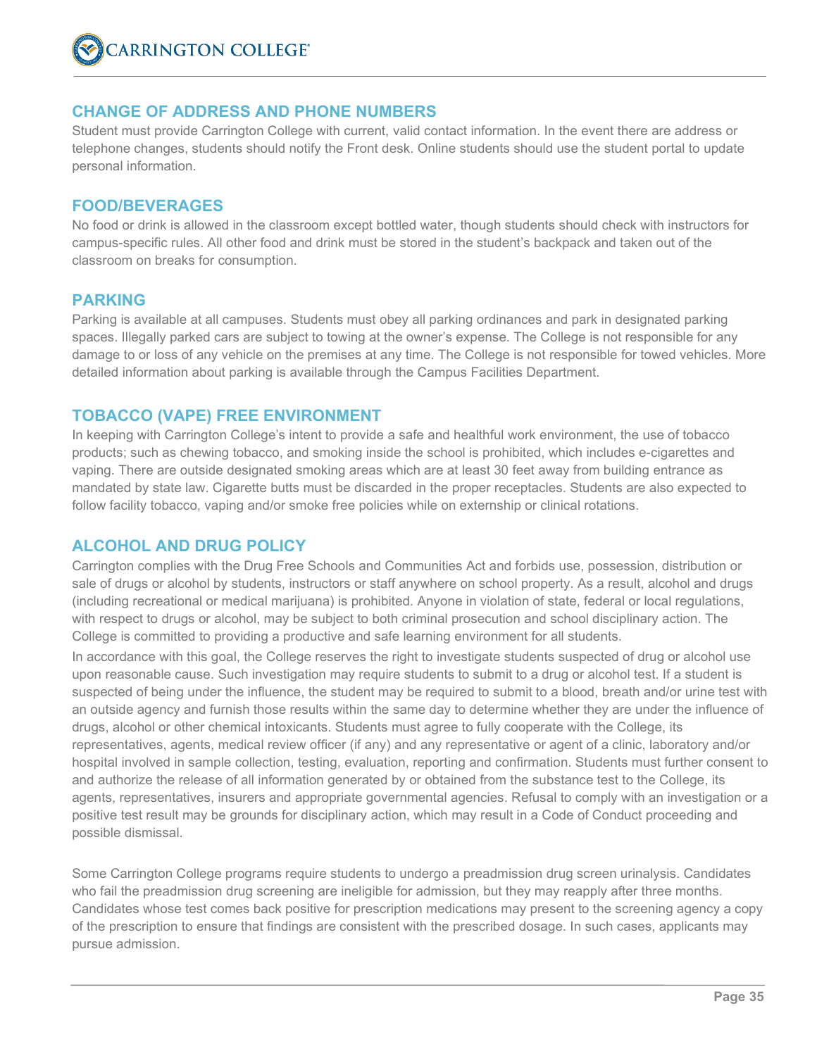## CHANGE OF ADDRESS AND PHONE NUMBERS

Student must provide Carrington College with current, valid contact information. In the event there are address or telephone changes, students should notify the Front desk. Online students should use the student portal to update personal information.

## FOOD/BEVERAGES

No food or drink is allowed in the classroom except bottled water, though students should check with instructors for campus-specific rules. All other food and drink must be stored in the student's backpack and taken out of the classroom on breaks for consumption.

## PARKING

Parking is available at all campuses. Students must obey all parking ordinances and park in designated parking spaces. Illegally parked cars are subject to towing at the owner's expense. The College is not responsible for any damage to or loss of any vehicle on the premises at any time. The College is not responsible for towed vehicles. More detailed information about parking is available through the Campus Facilities Department.

## TOBACCO (VAPE) FREE ENVIRONMENT

In keeping with Carrington College's intent to provide a safe and healthful work environment, the use of tobacco products; such as chewing tobacco, and smoking inside the school is prohibited, which includes e-cigarettes and vaping. There are outside designated smoking areas which are at least 30 feet away from building entrance as mandated by state law. Cigarette butts must be discarded in the proper receptacles. Students are also expected to follow facility tobacco, vaping and/or smoke free policies while on externship or clinical rotations.

## ALCOHOL AND DRUG POLICY

Carrington complies with the Drug Free Schools and Communities Act and forbids use, possession, distribution or sale of drugs or alcohol by students, instructors or staff anywhere on school property. As a result, alcohol and drugs (including recreational or medical marijuana) is prohibited. Anyone in violation of state, federal or local regulations, with respect to drugs or alcohol, may be subject to both criminal prosecution and school disciplinary action. The College is committed to providing a productive and safe learning environment for all students.

In accordance with this goal, the College reserves the right to investigate students suspected of drug or alcohol use upon reasonable cause. Such investigation may require students to submit to a drug or alcohol test. If a student is suspected of being under the influence, the student may be required to submit to a blood, breath and/or urine test with an outside agency and furnish those results within the same day to determine whether they are under the influence of drugs, alcohol or other chemical intoxicants. Students must agree to fully cooperate with the College, its representatives, agents, medical review officer (if any) and any representative or agent of a clinic, laboratory and/or hospital involved in sample collection, testing, evaluation, reporting and confirmation. Students must further consent to and authorize the release of all information generated by or obtained from the substance test to the College, its agents, representatives, insurers and appropriate governmental agencies. Refusal to comply with an investigation or a positive test result may be grounds for disciplinary action, which may result in a Code of Conduct proceeding and possible dismissal.

Some Carrington College programs require students to undergo a preadmission drug screen urinalysis. Candidates who fail the preadmission drug screening are ineligible for admission, but they may reapply after three months. Candidates whose test comes back positive for prescription medications may present to the screening agency a copy of the prescription to ensure that findings are consistent with the prescribed dosage. In such cases, applicants may pursue admission.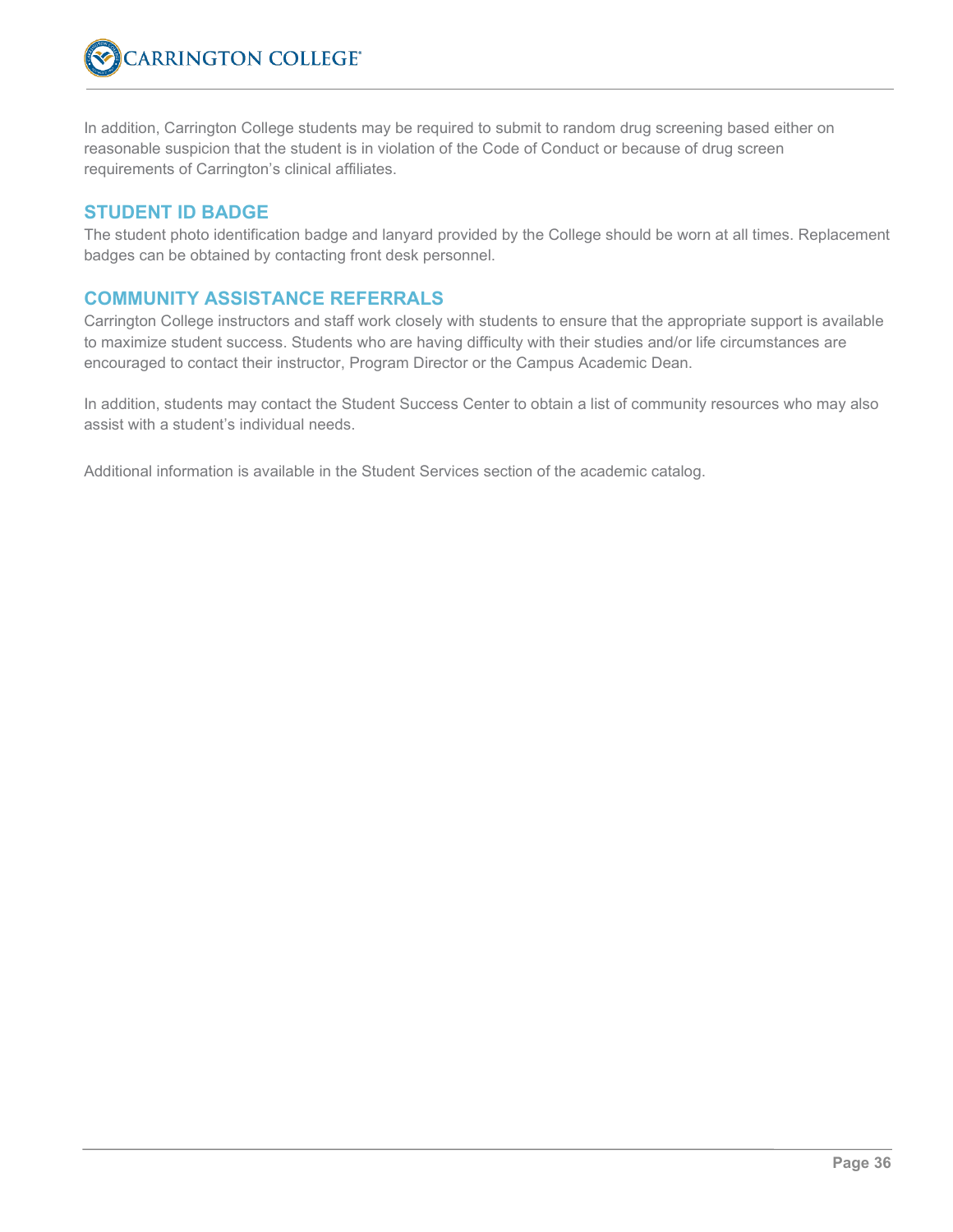In addition, Carrington College students may be required to submit to random drug screening based either on reasonable suspicion that the student is in violation of the Code of Conduct or because of drug screen requirements of Carrington's clinical affiliates.

## STUDENT ID BADGE

The student photo identification badge and lanyard provided by the College should be worn at all times. Replacement badges can be obtained by contacting front desk personnel.

## COMMUNITY ASSISTANCE REFERRALS

Carrington College instructors and staff work closely with students to ensure that the appropriate support is available to maximize student success. Students who are having difficulty with their studies and/or life circumstances are encouraged to contact their instructor, Program Director or the Campus Academic Dean.

In addition, students may contact the Student Success Center to obtain a list of community resources who may also assist with a student's individual needs.

Additional information is available in the Student Services section of the academic catalog.